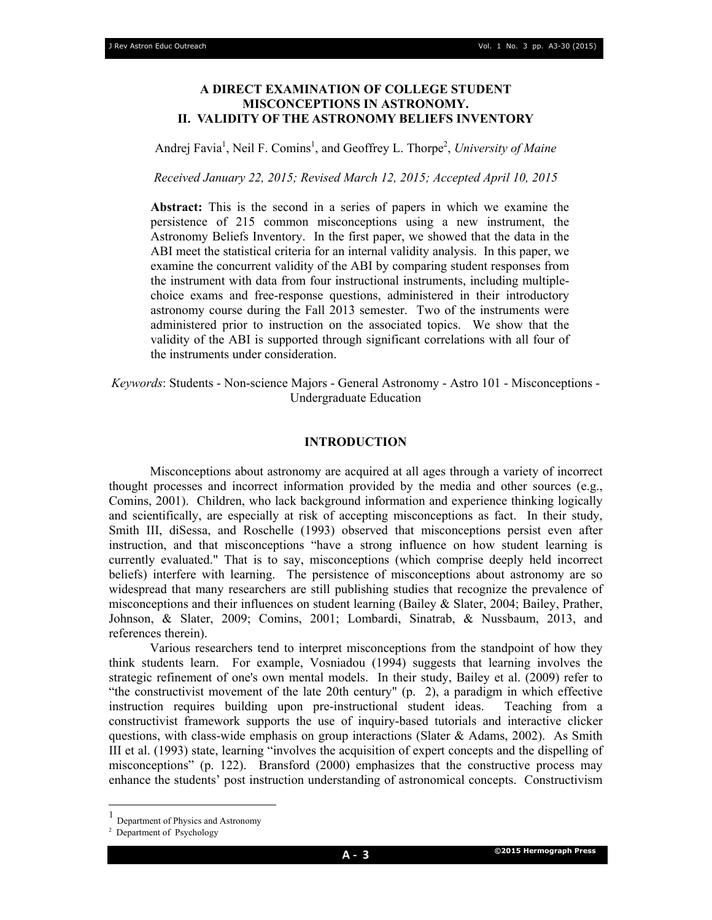# A DIRECT EXAMINATION OF COLLEGE STUDENT MISCONCEPTIONS IN ASTRONOMY. II. VALIDITY OF THE ASTRONOMY BELIEFS INVENTORY

Andrej Favia[1], Neil F. Comins[1], and Geoffrey L. Thorpe[2], *University of Maine*

*Received January 22, 2015; Revised March 12, 2015; Accepted April 10, 2015*

**Abstract:** This is the second in a series of papers in which we examine the persistence of 215 common misconceptions using a new instrument, the Astronomy Beliefs Inventory. In the first paper, we showed that the data in the ABI meet the statistical criteria for an internal validity analysis. In this paper, we examine the concurrent validity of the ABI by comparing student responses from the instrument with data from four instructional instruments, including multiple-choice exams and free-response questions, administered in their introductory astronomy course during the Fall 2013 semester. Two of the instruments were administered prior to instruction on the associated topics. We show that the validity of the ABI is supported through significant correlations with all four of the instruments under consideration.

*Keywords*: Students - Non-science Majors - General Astronomy - Astro 101 - Misconceptions - Undergraduate Education

## INTRODUCTION

Misconceptions about astronomy are acquired at all ages through a variety of incorrect thought processes and incorrect information provided by the media and other sources (e.g., Comins, 2001). Children, who lack background information and experience thinking logically and scientifically, are especially at risk of accepting misconceptions as fact. In their study, Smith III, diSessa, and Roschelle (1993) observed that misconceptions persist even after instruction, and that misconceptions "have a strong influence on how student learning is currently evaluated." That is to say, misconceptions (which comprise deeply held incorrect beliefs) interfere with learning. The persistence of misconceptions about astronomy are so widespread that many researchers are still publishing studies that recognize the prevalence of misconceptions and their influences on student learning (Bailey & Slater, 2004; Bailey, Prather, Johnson, & Slater, 2009; Comins, 2001; Lombardi, Sinatrab, & Nussbaum, 2013, and references therein).

Various researchers tend to interpret misconceptions from the standpoint of how they think students learn. For example, Vosniadou (1994) suggests that learning involves the strategic refinement of one's own mental models. In their study, Bailey et al. (2009) refer to "the constructivist movement of the late 20th century" (p. 2), a paradigm in which effective instruction requires building upon pre-instructional student ideas. Teaching from a constructivist framework supports the use of inquiry-based tutorials and interactive clicker questions, with class-wide emphasis on group interactions (Slater & Adams, 2002). As Smith III et al. (1993) state, learning "involves the acquisition of expert concepts and the dispelling of misconceptions" (p. 122). Bransford (2000) emphasizes that the constructive process may enhance the students' post instruction understanding of astronomical concepts. Constructivism

---

[1] Department of Physics and Astronomy

[2] Department of Psychology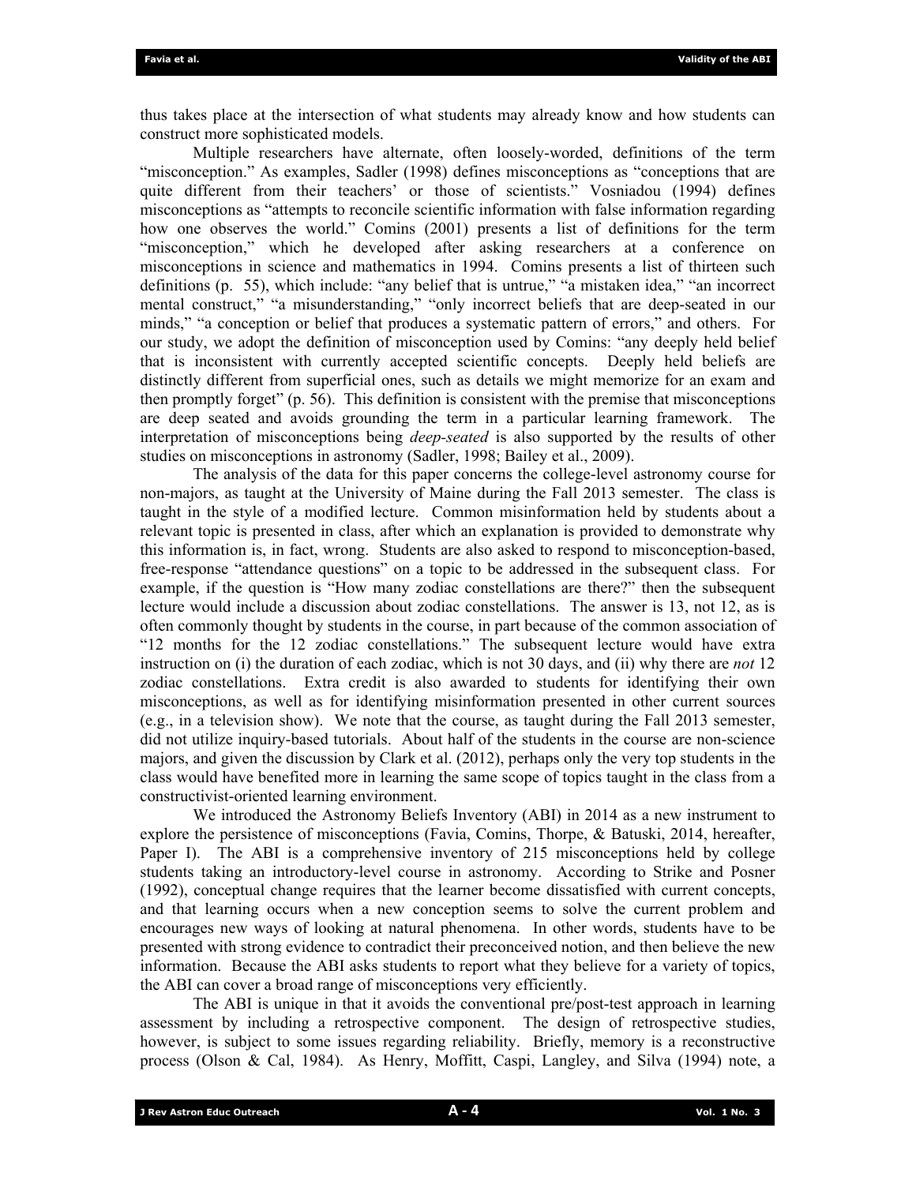thus takes place at the intersection of what students may already know and how students can construct more sophisticated models.

Multiple researchers have alternate, often loosely-worded, definitions of the term "misconception." As examples, Sadler (1998) defines misconceptions as "conceptions that are quite different from their teachers' or those of scientists." Vosniadou (1994) defines misconceptions as "attempts to reconcile scientific information with false information regarding how one observes the world." Comins (2001) presents a list of definitions for the term "misconception," which he developed after asking researchers at a conference on misconceptions in science and mathematics in 1994. Comins presents a list of thirteen such definitions (p. 55), which include: "any belief that is untrue," "a mistaken idea," "an incorrect mental construct," "a misunderstanding," "only incorrect beliefs that are deep-seated in our minds," "a conception or belief that produces a systematic pattern of errors," and others. For our study, we adopt the definition of misconception used by Comins: "any deeply held belief that is inconsistent with currently accepted scientific concepts. Deeply held beliefs are distinctly different from superficial ones, such as details we might memorize for an exam and then promptly forget" (p. 56). This definition is consistent with the premise that misconceptions are deep seated and avoids grounding the term in a particular learning framework. The interpretation of misconceptions being *deep-seated* is also supported by the results of other studies on misconceptions in astronomy (Sadler, 1998; Bailey et al., 2009).

The analysis of the data for this paper concerns the college-level astronomy course for non-majors, as taught at the University of Maine during the Fall 2013 semester. The class is taught in the style of a modified lecture. Common misinformation held by students about a relevant topic is presented in class, after which an explanation is provided to demonstrate why this information is, in fact, wrong. Students are also asked to respond to misconception-based, free-response "attendance questions" on a topic to be addressed in the subsequent class. For example, if the question is "How many zodiac constellations are there?" then the subsequent lecture would include a discussion about zodiac constellations. The answer is 13, not 12, as is often commonly thought by students in the course, in part because of the common association of "12 months for the 12 zodiac constellations." The subsequent lecture would have extra instruction on (i) the duration of each zodiac, which is not 30 days, and (ii) why there are *not* 12 zodiac constellations. Extra credit is also awarded to students for identifying their own misconceptions, as well as for identifying misinformation presented in other current sources (e.g., in a television show). We note that the course, as taught during the Fall 2013 semester, did not utilize inquiry-based tutorials. About half of the students in the course are non-science majors, and given the discussion by Clark et al. (2012), perhaps only the very top students in the class would have benefited more in learning the same scope of topics taught in the class from a constructivist-oriented learning environment.

We introduced the Astronomy Beliefs Inventory (ABI) in 2014 as a new instrument to explore the persistence of misconceptions (Favia, Comins, Thorpe, & Batuski, 2014, hereafter, Paper I). The ABI is a comprehensive inventory of 215 misconceptions held by college students taking an introductory-level course in astronomy. According to Strike and Posner (1992), conceptual change requires that the learner become dissatisfied with current concepts, and that learning occurs when a new conception seems to solve the current problem and encourages new ways of looking at natural phenomena. In other words, students have to be presented with strong evidence to contradict their preconceived notion, and then believe the new information. Because the ABI asks students to report what they believe for a variety of topics, the ABI can cover a broad range of misconceptions very efficiently.

The ABI is unique in that it avoids the conventional pre/post-test approach in learning assessment by including a retrospective component. The design of retrospective studies, however, is subject to some issues regarding reliability. Briefly, memory is a reconstructive process (Olson & Cal, 1984). As Henry, Moffitt, Caspi, Langley, and Silva (1994) note, a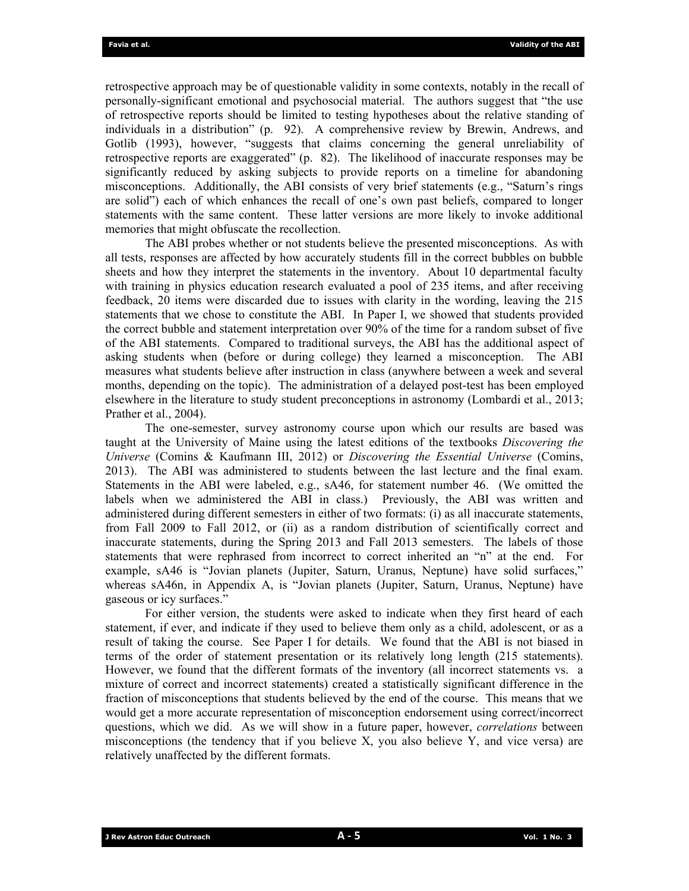retrospective approach may be of questionable validity in some contexts, notably in the recall of personally-significant emotional and psychosocial material. The authors suggest that "the use of retrospective reports should be limited to testing hypotheses about the relative standing of individuals in a distribution" (p. 92). A comprehensive review by Brewin, Andrews, and Gotlib (1993), however, "suggests that claims concerning the general unreliability of retrospective reports are exaggerated" (p. 82). The likelihood of inaccurate responses may be significantly reduced by asking subjects to provide reports on a timeline for abandoning misconceptions. Additionally, the ABI consists of very brief statements (e.g., "Saturn's rings are solid") each of which enhances the recall of one's own past beliefs, compared to longer statements with the same content. These latter versions are more likely to invoke additional memories that might obfuscate the recollection.

The ABI probes whether or not students believe the presented misconceptions. As with all tests, responses are affected by how accurately students fill in the correct bubbles on bubble sheets and how they interpret the statements in the inventory. About 10 departmental faculty with training in physics education research evaluated a pool of 235 items, and after receiving feedback, 20 items were discarded due to issues with clarity in the wording, leaving the 215 statements that we chose to constitute the ABI. In Paper I, we showed that students provided the correct bubble and statement interpretation over 90% of the time for a random subset of five of the ABI statements. Compared to traditional surveys, the ABI has the additional aspect of asking students when (before or during college) they learned a misconception. The ABI measures what students believe after instruction in class (anywhere between a week and several months, depending on the topic). The administration of a delayed post-test has been employed elsewhere in the literature to study student preconceptions in astronomy (Lombardi et al., 2013; Prather et al., 2004).

The one-semester, survey astronomy course upon which our results are based was taught at the University of Maine using the latest editions of the textbooks *Discovering the Universe* (Comins & Kaufmann III, 2012) or *Discovering the Essential Universe* (Comins, 2013). The ABI was administered to students between the last lecture and the final exam. Statements in the ABI were labeled, e.g., sA46, for statement number 46. (We omitted the labels when we administered the ABI in class.) Previously, the ABI was written and administered during different semesters in either of two formats: (i) as all inaccurate statements, from Fall 2009 to Fall 2012, or (ii) as a random distribution of scientifically correct and inaccurate statements, during the Spring 2013 and Fall 2013 semesters. The labels of those statements that were rephrased from incorrect to correct inherited an "n" at the end. For example, sA46 is "Jovian planets (Jupiter, Saturn, Uranus, Neptune) have solid surfaces," whereas sA46n, in Appendix A, is "Jovian planets (Jupiter, Saturn, Uranus, Neptune) have gaseous or icy surfaces."

For either version, the students were asked to indicate when they first heard of each statement, if ever, and indicate if they used to believe them only as a child, adolescent, or as a result of taking the course. See Paper I for details. We found that the ABI is not biased in terms of the order of statement presentation or its relatively long length (215 statements). However, we found that the different formats of the inventory (all incorrect statements vs. a mixture of correct and incorrect statements) created a statistically significant difference in the fraction of misconceptions that students believed by the end of the course. This means that we would get a more accurate representation of misconception endorsement using correct/incorrect questions, which we did. As we will show in a future paper, however, *correlations* between misconceptions (the tendency that if you believe X, you also believe Y, and vice versa) are relatively unaffected by the different formats.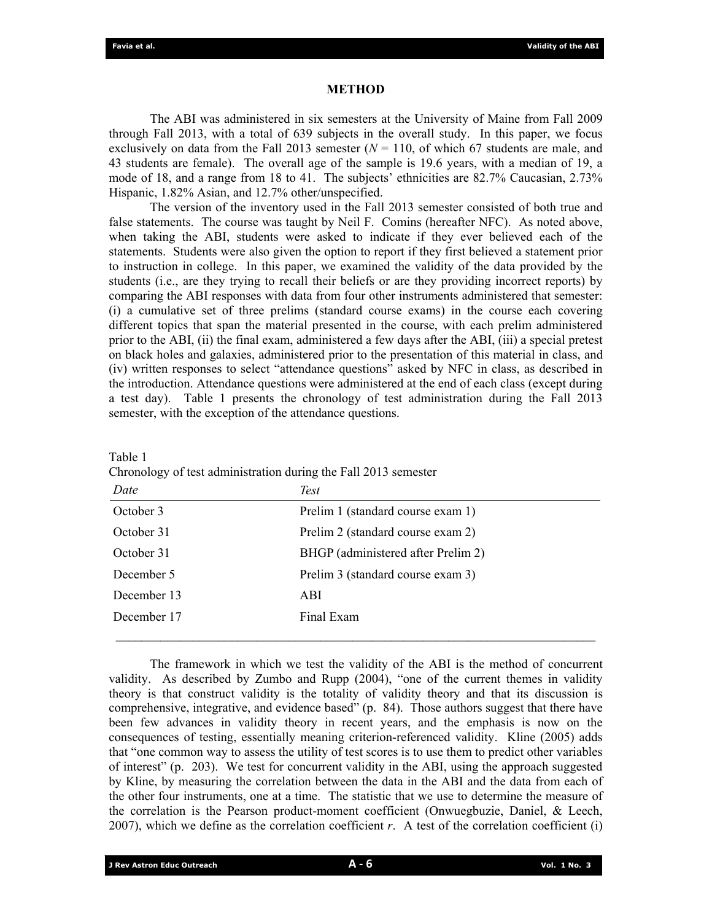## METHOD

The ABI was administered in six semesters at the University of Maine from Fall 2009 through Fall 2013, with a total of 639 subjects in the overall study. In this paper, we focus exclusively on data from the Fall 2013 semester ($N$ = 110, of which 67 students are male, and 43 students are female). The overall age of the sample is 19.6 years, with a median of 19, a mode of 18, and a range from 18 to 41. The subjects' ethnicities are 82.7% Caucasian, 2.73% Hispanic, 1.82% Asian, and 12.7% other/unspecified.

The version of the inventory used in the Fall 2013 semester consisted of both true and false statements. The course was taught by Neil F. Comins (hereafter NFC). As noted above, when taking the ABI, students were asked to indicate if they ever believed each of the statements. Students were also given the option to report if they first believed a statement prior to instruction in college. In this paper, we examined the validity of the data provided by the students (i.e., are they trying to recall their beliefs or are they providing incorrect reports) by comparing the ABI responses with data from four other instruments administered that semester: (i) a cumulative set of three prelims (standard course exams) in the course each covering different topics that span the material presented in the course, with each prelim administered prior to the ABI, (ii) the final exam, administered a few days after the ABI, (iii) a special pretest on black holes and galaxies, administered prior to the presentation of this material in class, and (iv) written responses to select "attendance questions" asked by NFC in class, as described in the introduction. Attendance questions were administered at the end of each class (except during a test day). Table 1 presents the chronology of test administration during the Fall 2013 semester, with the exception of the attendance questions.

Table 1
Chronology of test administration during the Fall 2013 semester

| *Date* | *Test* |
|---|---|
| October 3 | Prelim 1 (standard course exam 1) |
| October 31 | Prelim 2 (standard course exam 2) |
| October 31 | BHGP (administered after Prelim 2) |
| December 5 | Prelim 3 (standard course exam 3) |
| December 13 | ABI |
| December 17 | Final Exam |

The framework in which we test the validity of the ABI is the method of concurrent validity. As described by Zumbo and Rupp (2004), "one of the current themes in validity theory is that construct validity is the totality of validity theory and that its discussion is comprehensive, integrative, and evidence based" (p. 84). Those authors suggest that there have been few advances in validity theory in recent years, and the emphasis is now on the consequences of testing, essentially meaning criterion-referenced validity. Kline (2005) adds that "one common way to assess the utility of test scores is to use them to predict other variables of interest" (p. 203). We test for concurrent validity in the ABI, using the approach suggested by Kline, by measuring the correlation between the data in the ABI and the data from each of the other four instruments, one at a time. The statistic that we use to determine the measure of the correlation is the Pearson product-moment coefficient (Onwuegbuzie, Daniel, & Leech, 2007), which we define as the correlation coefficient $r$. A test of the correlation coefficient (i)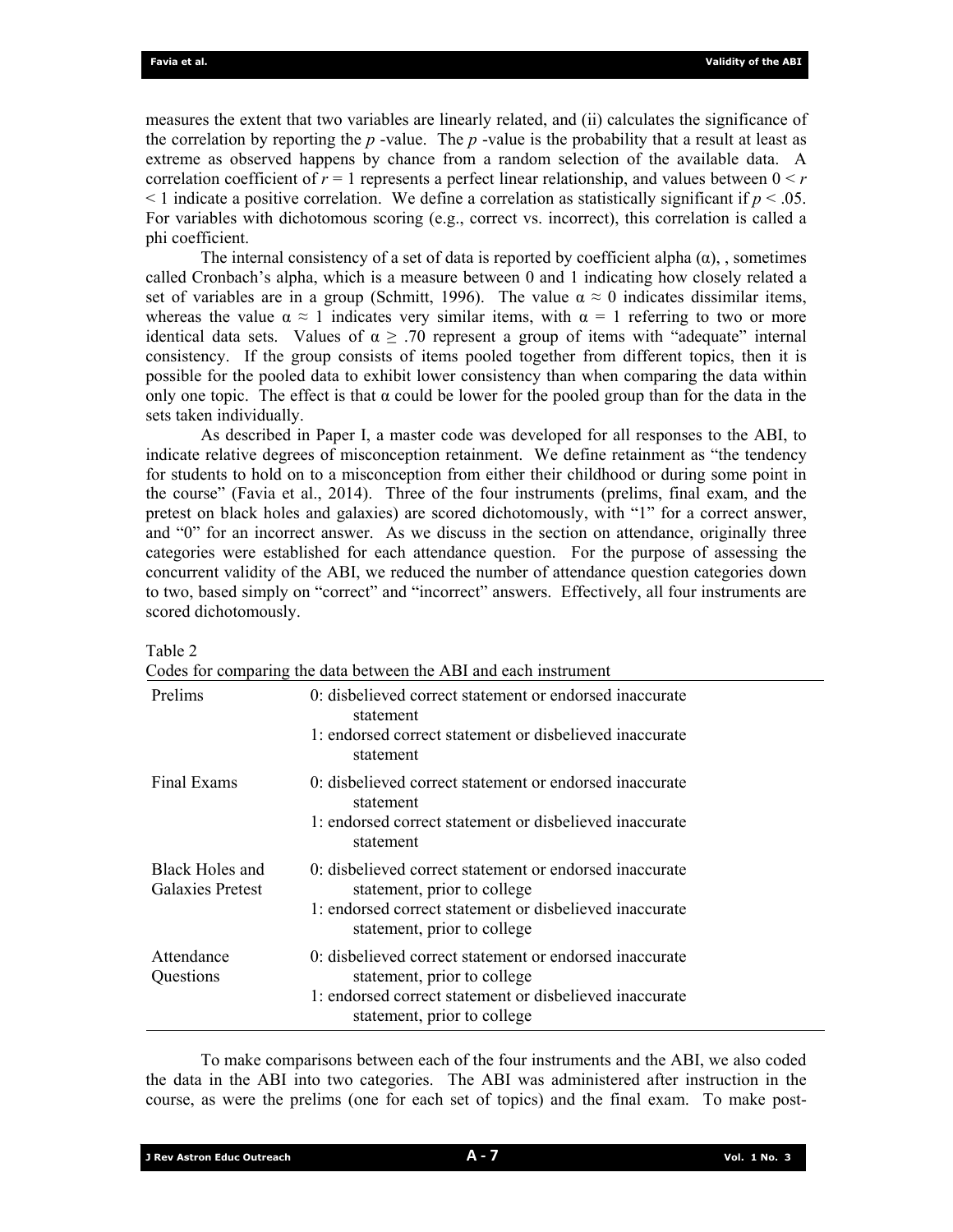measures the extent that two variables are linearly related, and (ii) calculates the significance of the correlation by reporting the *p* -value. The *p* -value is the probability that a result at least as extreme as observed happens by chance from a random selection of the available data. A correlation coefficient of $r = 1$ represents a perfect linear relationship, and values between $0 < r < 1$ indicate a positive correlation. We define a correlation as statistically significant if $p < .05$. For variables with dichotomous scoring (e.g., correct vs. incorrect), this correlation is called a phi coefficient.

The internal consistency of a set of data is reported by coefficient alpha (α), , sometimes called Cronbach's alpha, which is a measure between 0 and 1 indicating how closely related a set of variables are in a group (Schmitt, 1996). The value $\alpha \approx 0$ indicates dissimilar items, whereas the value $\alpha \approx 1$ indicates very similar items, with $\alpha = 1$ referring to two or more identical data sets. Values of $\alpha \geq .70$ represent a group of items with "adequate" internal consistency. If the group consists of items pooled together from different topics, then it is possible for the pooled data to exhibit lower consistency than when comparing the data within only one topic. The effect is that α could be lower for the pooled group than for the data in the sets taken individually.

As described in Paper I, a master code was developed for all responses to the ABI, to indicate relative degrees of misconception retainment. We define retainment as "the tendency for students to hold on to a misconception from either their childhood or during some point in the course" (Favia et al., 2014). Three of the four instruments (prelims, final exam, and the pretest on black holes and galaxies) are scored dichotomously, with "1" for a correct answer, and "0" for an incorrect answer. As we discuss in the section on attendance, originally three categories were established for each attendance question. For the purpose of assessing the concurrent validity of the ABI, we reduced the number of attendance question categories down to two, based simply on "correct" and "incorrect" answers. Effectively, all four instruments are scored dichotomously.

Table 2
Codes for comparing the data between the ABI and each instrument

| | |
|---|---|
| Prelims | 0: disbelieved correct statement or endorsed inaccurate statement<br>1: endorsed correct statement or disbelieved inaccurate statement |
| Final Exams | 0: disbelieved correct statement or endorsed inaccurate statement<br>1: endorsed correct statement or disbelieved inaccurate statement |
| Black Holes and Galaxies Pretest | 0: disbelieved correct statement or endorsed inaccurate statement, prior to college<br>1: endorsed correct statement or disbelieved inaccurate statement, prior to college |
| Attendance Questions | 0: disbelieved correct statement or endorsed inaccurate statement, prior to college<br>1: endorsed correct statement or disbelieved inaccurate statement, prior to college |

To make comparisons between each of the four instruments and the ABI, we also coded the data in the ABI into two categories. The ABI was administered after instruction in the course, as were the prelims (one for each set of topics) and the final exam. To make post-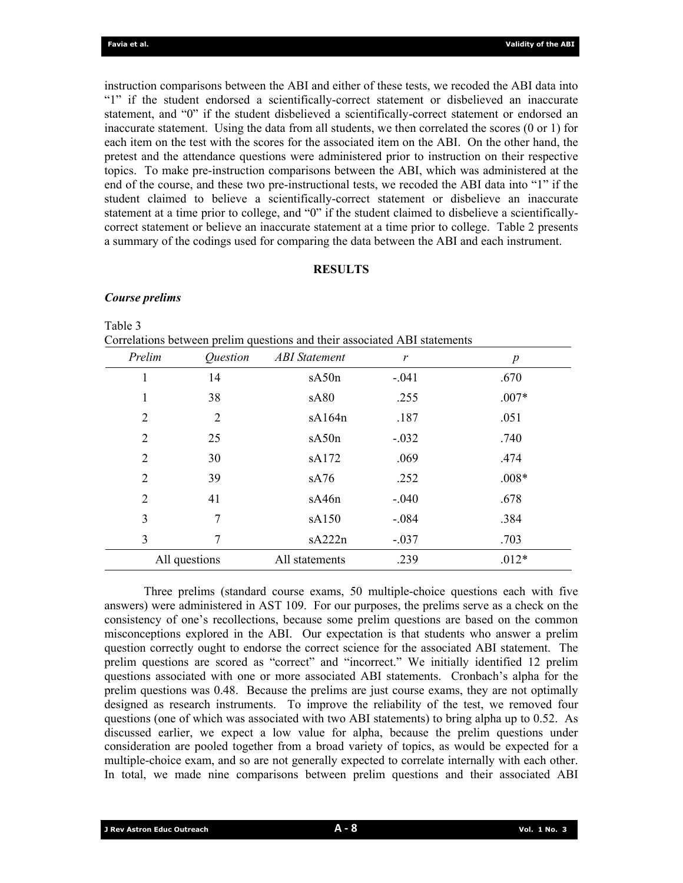instruction comparisons between the ABI and either of these tests, we recoded the ABI data into "1" if the student endorsed a scientifically-correct statement or disbelieved an inaccurate statement, and "0" if the student disbelieved a scientifically-correct statement or endorsed an inaccurate statement. Using the data from all students, we then correlated the scores (0 or 1) for each item on the test with the scores for the associated item on the ABI. On the other hand, the pretest and the attendance questions were administered prior to instruction on their respective topics. To make pre-instruction comparisons between the ABI, which was administered at the end of the course, and these two pre-instructional tests, we recoded the ABI data into "1" if the student claimed to believe a scientifically-correct statement or disbelieve an inaccurate statement at a time prior to college, and "0" if the student claimed to disbelieve a scientifically-correct statement or believe an inaccurate statement at a time prior to college. Table 2 presents a summary of the codings used for comparing the data between the ABI and each instrument.

## RESULTS

### *Course prelims*

Table 3
Correlations between prelim questions and their associated ABI statements

| *Prelim* | *Question* | *ABI Statement* | *r* | *p* |
|---|---|---|---|---|
| 1 | 14 | sA50n | -.041 | .670 |
| 1 | 38 | sA80 | .255 | .007* |
| 2 | 2 | sA164n | .187 | .051 |
| 2 | 25 | sA50n | -.032 | .740 |
| 2 | 30 | sA172 | .069 | .474 |
| 2 | 39 | sA76 | .252 | .008* |
| 2 | 41 | sA46n | -.040 | .678 |
| 3 | 7 | sA150 | -.084 | .384 |
| 3 | 7 | sA222n | -.037 | .703 |
| All questions | | All statements | .239 | .012* |

Three prelims (standard course exams, 50 multiple-choice questions each with five answers) were administered in AST 109. For our purposes, the prelims serve as a check on the consistency of one's recollections, because some prelim questions are based on the common misconceptions explored in the ABI. Our expectation is that students who answer a prelim question correctly ought to endorse the correct science for the associated ABI statement. The prelim questions are scored as "correct" and "incorrect." We initially identified 12 prelim questions associated with one or more associated ABI statements. Cronbach's alpha for the prelim questions was 0.48. Because the prelims are just course exams, they are not optimally designed as research instruments. To improve the reliability of the test, we removed four questions (one of which was associated with two ABI statements) to bring alpha up to 0.52. As discussed earlier, we expect a low value for alpha, because the prelim questions under consideration are pooled together from a broad variety of topics, as would be expected for a multiple-choice exam, and so are not generally expected to correlate internally with each other. In total, we made nine comparisons between prelim questions and their associated ABI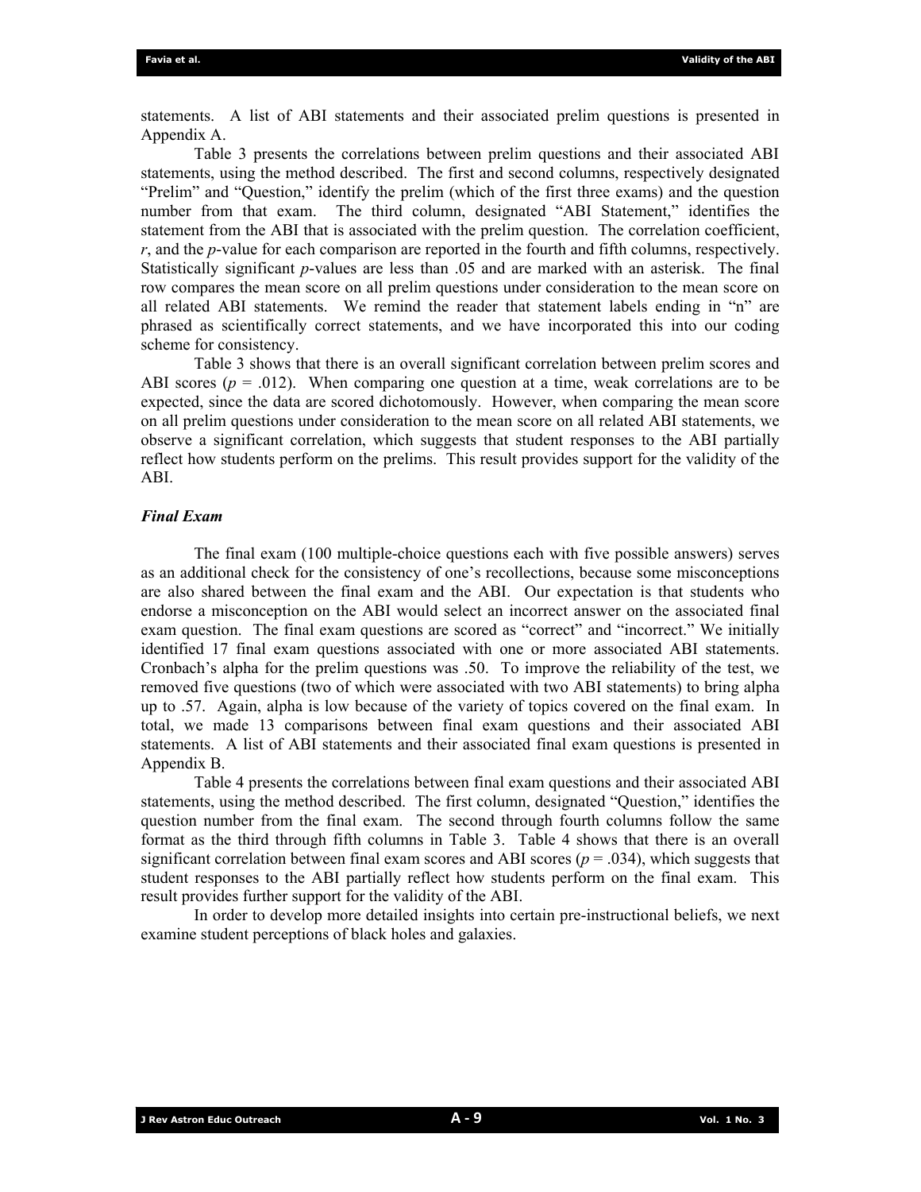statements. A list of ABI statements and their associated prelim questions is presented in Appendix A.

Table 3 presents the correlations between prelim questions and their associated ABI statements, using the method described. The first and second columns, respectively designated "Prelim" and "Question," identify the prelim (which of the first three exams) and the question number from that exam. The third column, designated "ABI Statement," identifies the statement from the ABI that is associated with the prelim question. The correlation coefficient, $r$, and the $p$-value for each comparison are reported in the fourth and fifth columns, respectively. Statistically significant $p$-values are less than .05 and are marked with an asterisk. The final row compares the mean score on all prelim questions under consideration to the mean score on all related ABI statements. We remind the reader that statement labels ending in "n" are phrased as scientifically correct statements, and we have incorporated this into our coding scheme for consistency.

Table 3 shows that there is an overall significant correlation between prelim scores and ABI scores ($p$ = .012). When comparing one question at a time, weak correlations are to be expected, since the data are scored dichotomously. However, when comparing the mean score on all prelim questions under consideration to the mean score on all related ABI statements, we observe a significant correlation, which suggests that student responses to the ABI partially reflect how students perform on the prelims. This result provides support for the validity of the ABI.

### *Final Exam*

The final exam (100 multiple-choice questions each with five possible answers) serves as an additional check for the consistency of one's recollections, because some misconceptions are also shared between the final exam and the ABI. Our expectation is that students who endorse a misconception on the ABI would select an incorrect answer on the associated final exam question. The final exam questions are scored as "correct" and "incorrect." We initially identified 17 final exam questions associated with one or more associated ABI statements. Cronbach's alpha for the prelim questions was .50. To improve the reliability of the test, we removed five questions (two of which were associated with two ABI statements) to bring alpha up to .57. Again, alpha is low because of the variety of topics covered on the final exam. In total, we made 13 comparisons between final exam questions and their associated ABI statements. A list of ABI statements and their associated final exam questions is presented in Appendix B.

Table 4 presents the correlations between final exam questions and their associated ABI statements, using the method described. The first column, designated "Question," identifies the question number from the final exam. The second through fourth columns follow the same format as the third through fifth columns in Table 3. Table 4 shows that there is an overall significant correlation between final exam scores and ABI scores ($p$ = .034), which suggests that student responses to the ABI partially reflect how students perform on the final exam. This result provides further support for the validity of the ABI.

In order to develop more detailed insights into certain pre-instructional beliefs, we next examine student perceptions of black holes and galaxies.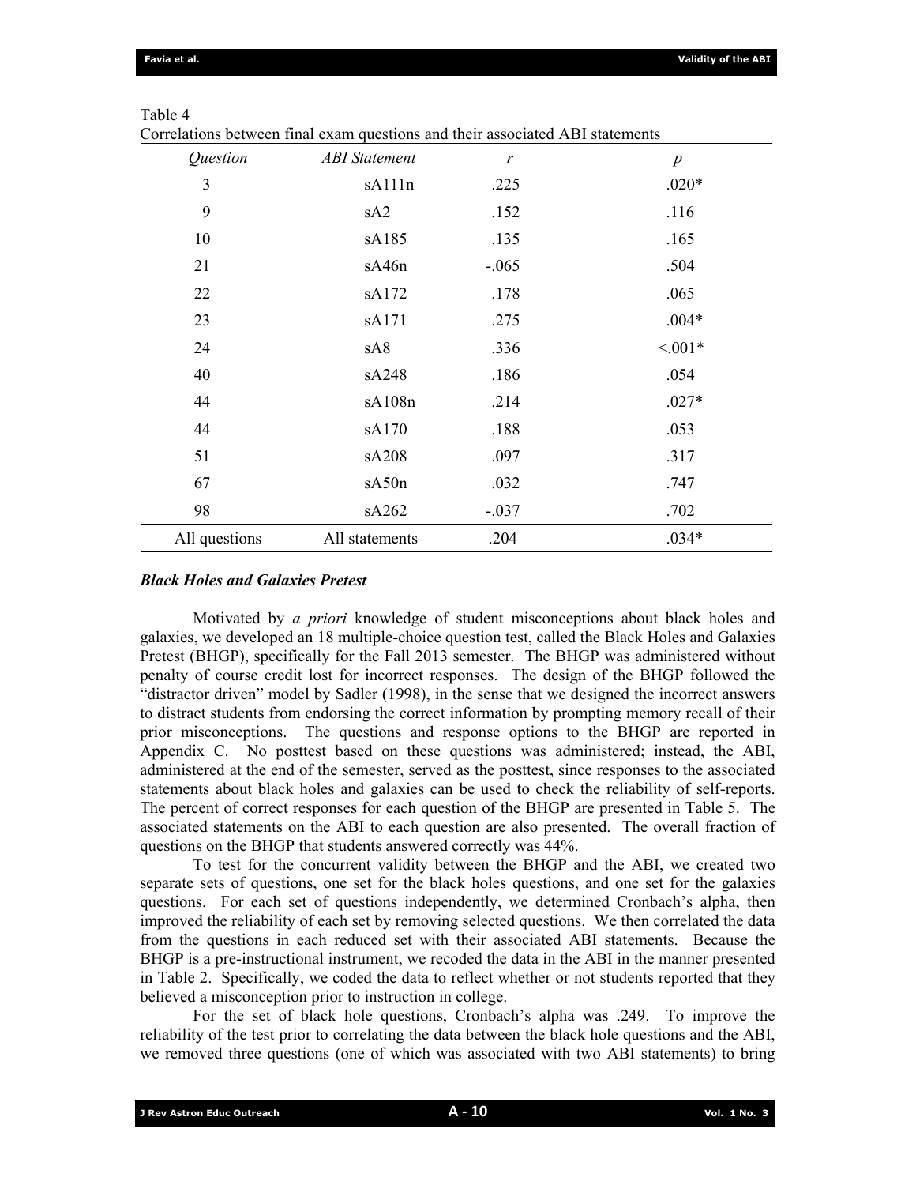Table 4
Correlations between final exam questions and their associated ABI statements

| *Question* | *ABI Statement* | *r* | *p* |
|---|---|---|---|
| 3 | sA111n | .225 | .020* |
| 9 | sA2 | .152 | .116 |
| 10 | sA185 | .135 | .165 |
| 21 | sA46n | -.065 | .504 |
| 22 | sA172 | .178 | .065 |
| 23 | sA171 | .275 | .004* |
| 24 | sA8 | .336 | <.001* |
| 40 | sA248 | .186 | .054 |
| 44 | sA108n | .214 | .027* |
| 44 | sA170 | .188 | .053 |
| 51 | sA208 | .097 | .317 |
| 67 | sA50n | .032 | .747 |
| 98 | sA262 | -.037 | .702 |
| All questions | All statements | .204 | .034* |

### *Black Holes and Galaxies Pretest*

Motivated by *a priori* knowledge of student misconceptions about black holes and galaxies, we developed an 18 multiple-choice question test, called the Black Holes and Galaxies Pretest (BHGP), specifically for the Fall 2013 semester. The BHGP was administered without penalty of course credit lost for incorrect responses. The design of the BHGP followed the "distractor driven" model by Sadler (1998), in the sense that we designed the incorrect answers to distract students from endorsing the correct information by prompting memory recall of their prior misconceptions. The questions and response options to the BHGP are reported in Appendix C. No posttest based on these questions was administered; instead, the ABI, administered at the end of the semester, served as the posttest, since responses to the associated statements about black holes and galaxies can be used to check the reliability of self-reports. The percent of correct responses for each question of the BHGP are presented in Table 5. The associated statements on the ABI to each question are also presented. The overall fraction of questions on the BHGP that students answered correctly was 44%.

To test for the concurrent validity between the BHGP and the ABI, we created two separate sets of questions, one set for the black holes questions, and one set for the galaxies questions. For each set of questions independently, we determined Cronbach's alpha, then improved the reliability of each set by removing selected questions. We then correlated the data from the questions in each reduced set with their associated ABI statements. Because the BHGP is a pre-instructional instrument, we recoded the data in the ABI in the manner presented in Table 2. Specifically, we coded the data to reflect whether or not students reported that they believed a misconception prior to instruction in college.

For the set of black hole questions, Cronbach's alpha was .249. To improve the reliability of the test prior to correlating the data between the black hole questions and the ABI, we removed three questions (one of which was associated with two ABI statements) to bring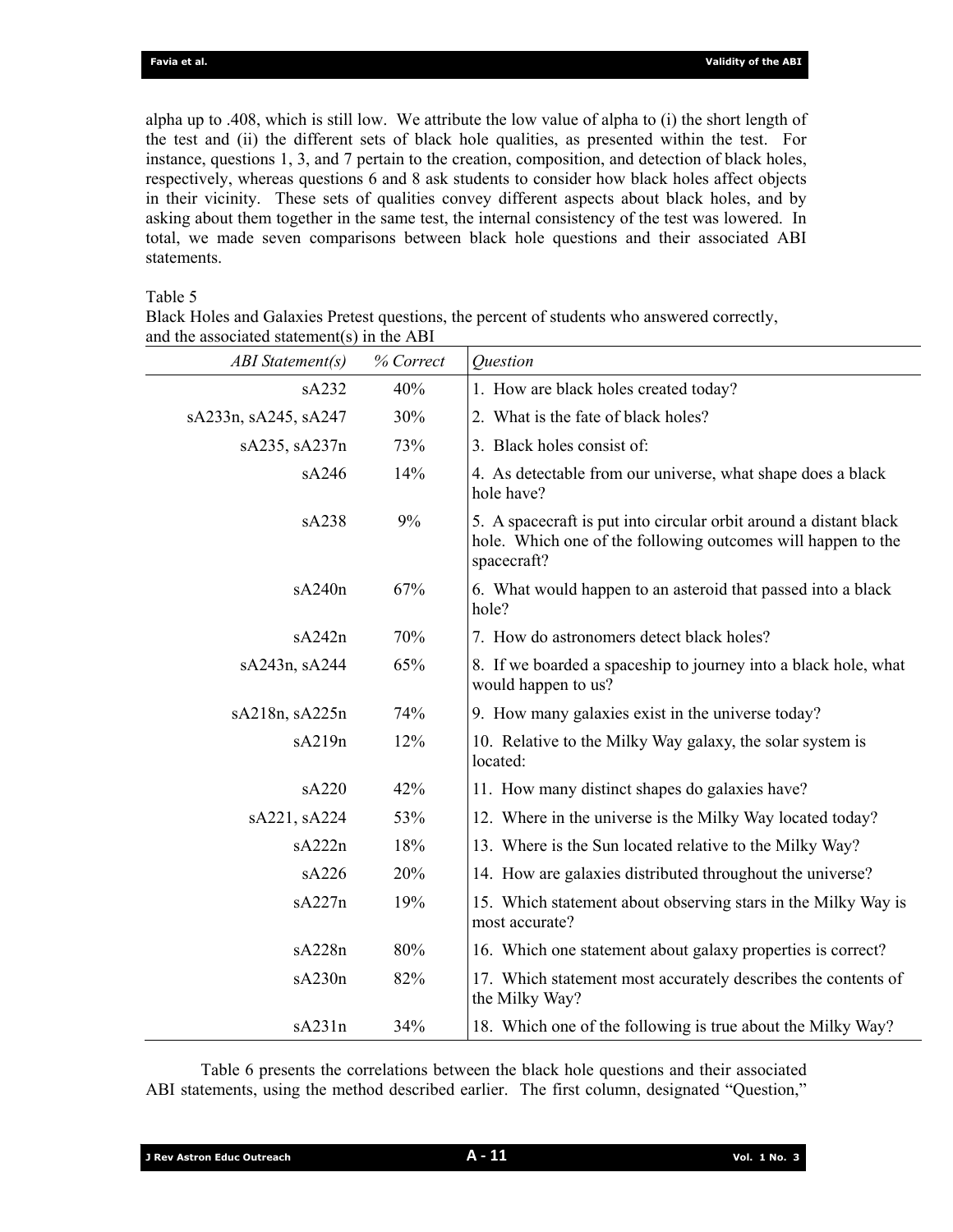alpha up to .408, which is still low. We attribute the low value of alpha to (i) the short length of the test and (ii) the different sets of black hole qualities, as presented within the test. For instance, questions 1, 3, and 7 pertain to the creation, composition, and detection of black holes, respectively, whereas questions 6 and 8 ask students to consider how black holes affect objects in their vicinity. These sets of qualities convey different aspects about black holes, and by asking about them together in the same test, the internal consistency of the test was lowered. In total, we made seven comparisons between black hole questions and their associated ABI statements.

Table 5
Black Holes and Galaxies Pretest questions, the percent of students who answered correctly, and the associated statement(s) in the ABI

| *ABI Statement(s)* | *% Correct* | *Question* |
|---:|:---:|:---|
| sA232 | 40% | 1. How are black holes created today? |
| sA233n, sA245, sA247 | 30% | 2. What is the fate of black holes? |
| sA235, sA237n | 73% | 3. Black holes consist of: |
| sA246 | 14% | 4. As detectable from our universe, what shape does a black hole have? |
| sA238 | 9% | 5. A spacecraft is put into circular orbit around a distant black hole. Which one of the following outcomes will happen to the spacecraft? |
| sA240n | 67% | 6. What would happen to an asteroid that passed into a black hole? |
| sA242n | 70% | 7. How do astronomers detect black holes? |
| sA243n, sA244 | 65% | 8. If we boarded a spaceship to journey into a black hole, what would happen to us? |
| sA218n, sA225n | 74% | 9. How many galaxies exist in the universe today? |
| sA219n | 12% | 10. Relative to the Milky Way galaxy, the solar system is located: |
| sA220 | 42% | 11. How many distinct shapes do galaxies have? |
| sA221, sA224 | 53% | 12. Where in the universe is the Milky Way located today? |
| sA222n | 18% | 13. Where is the Sun located relative to the Milky Way? |
| sA226 | 20% | 14. How are galaxies distributed throughout the universe? |
| sA227n | 19% | 15. Which statement about observing stars in the Milky Way is most accurate? |
| sA228n | 80% | 16. Which one statement about galaxy properties is correct? |
| sA230n | 82% | 17. Which statement most accurately describes the contents of the Milky Way? |
| sA231n | 34% | 18. Which one of the following is true about the Milky Way? |

Table 6 presents the correlations between the black hole questions and their associated ABI statements, using the method described earlier. The first column, designated "Question,"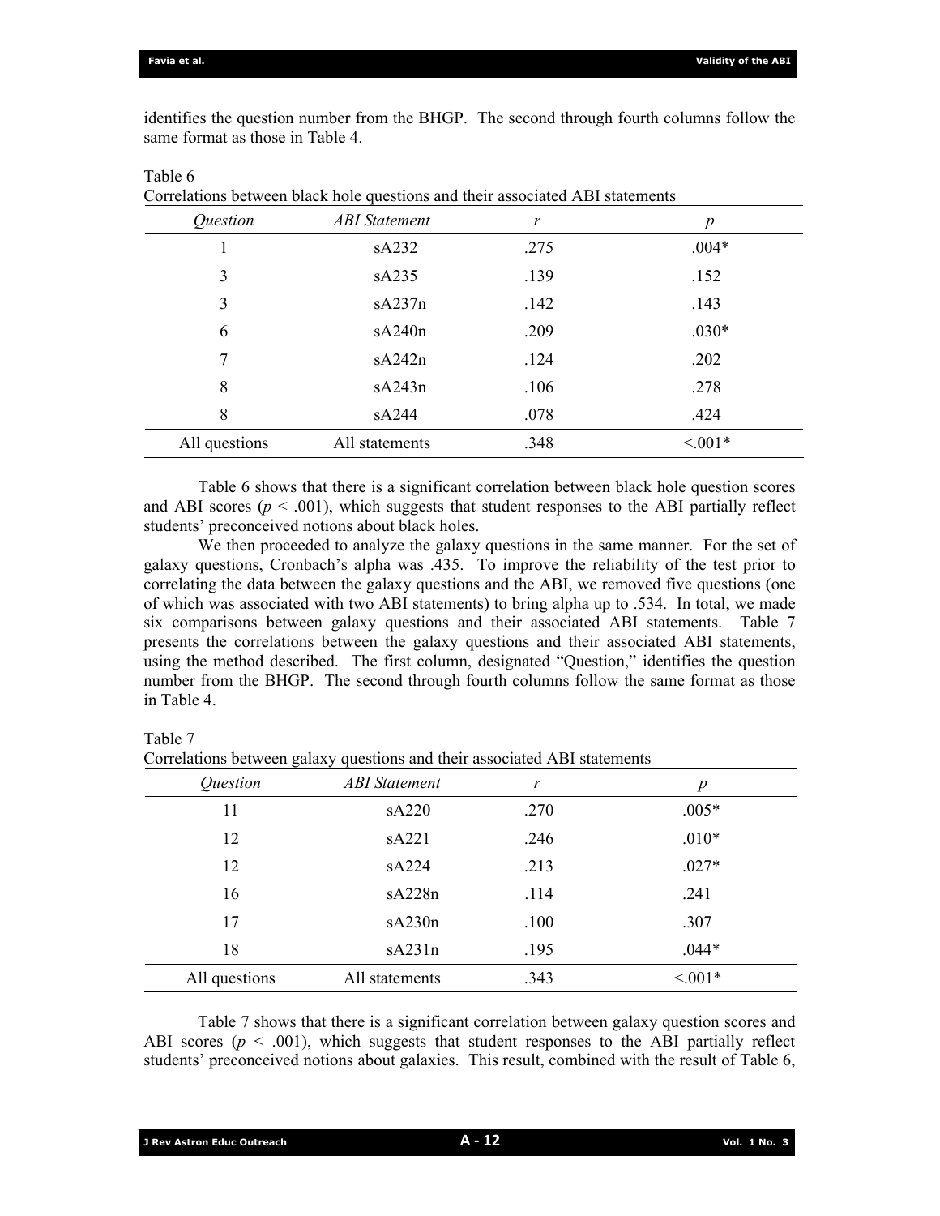identifies the question number from the BHGP. The second through fourth columns follow the same format as those in Table 4.

Table 6
Correlations between black hole questions and their associated ABI statements

| *Question* | *ABI Statement* | *r* | *p* |
|---|---|---|---|
| 1 | sA232 | .275 | .004* |
| 3 | sA235 | .139 | .152 |
| 3 | sA237n | .142 | .143 |
| 6 | sA240n | .209 | .030* |
| 7 | sA242n | .124 | .202 |
| 8 | sA243n | .106 | .278 |
| 8 | sA244 | .078 | .424 |
| All questions | All statements | .348 | <.001* |

Table 6 shows that there is a significant correlation between black hole question scores and ABI scores ($p < .001$), which suggests that student responses to the ABI partially reflect students' preconceived notions about black holes.

We then proceeded to analyze the galaxy questions in the same manner. For the set of galaxy questions, Cronbach's alpha was .435. To improve the reliability of the test prior to correlating the data between the galaxy questions and the ABI, we removed five questions (one of which was associated with two ABI statements) to bring alpha up to .534. In total, we made six comparisons between galaxy questions and their associated ABI statements. Table 7 presents the correlations between the galaxy questions and their associated ABI statements, using the method described. The first column, designated "Question," identifies the question number from the BHGP. The second through fourth columns follow the same format as those in Table 4.

Table 7
Correlations between galaxy questions and their associated ABI statements

| *Question* | *ABI Statement* | *r* | *p* |
|---|---|---|---|
| 11 | sA220 | .270 | .005* |
| 12 | sA221 | .246 | .010* |
| 12 | sA224 | .213 | .027* |
| 16 | sA228n | .114 | .241 |
| 17 | sA230n | .100 | .307 |
| 18 | sA231n | .195 | .044* |
| All questions | All statements | .343 | <.001* |

Table 7 shows that there is a significant correlation between galaxy question scores and ABI scores ($p < .001$), which suggests that student responses to the ABI partially reflect students' preconceived notions about galaxies. This result, combined with the result of Table 6,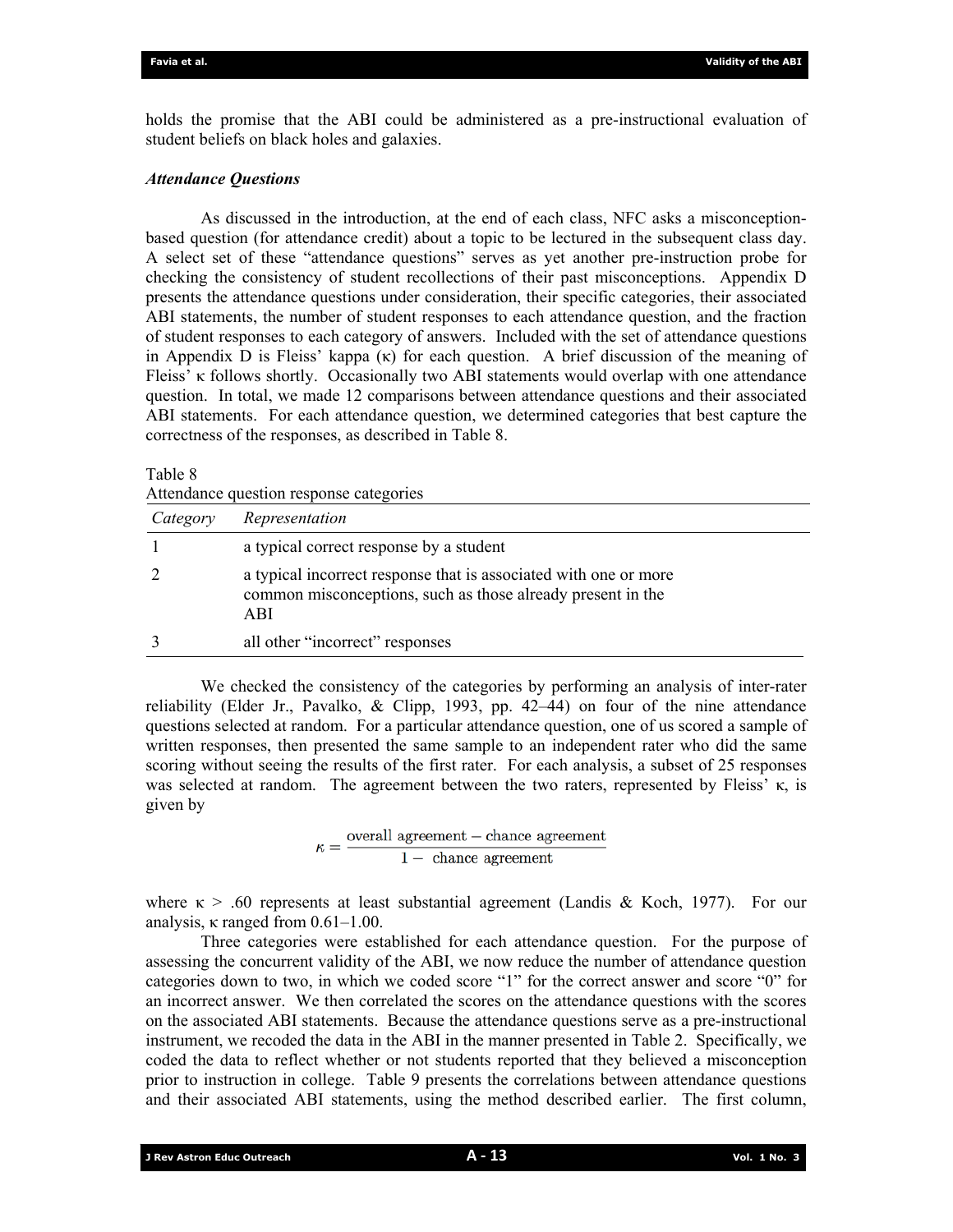holds the promise that the ABI could be administered as a pre-instructional evaluation of student beliefs on black holes and galaxies.

### *Attendance Questions*

As discussed in the introduction, at the end of each class, NFC asks a misconception-based question (for attendance credit) about a topic to be lectured in the subsequent class day. A select set of these "attendance questions" serves as yet another pre-instruction probe for checking the consistency of student recollections of their past misconceptions. Appendix D presents the attendance questions under consideration, their specific categories, their associated ABI statements, the number of student responses to each attendance question, and the fraction of student responses to each category of answers. Included with the set of attendance questions in Appendix D is Fleiss' kappa ($\kappa$) for each question. A brief discussion of the meaning of Fleiss' $\kappa$ follows shortly. Occasionally two ABI statements would overlap with one attendance question. In total, we made 12 comparisons between attendance questions and their associated ABI statements. For each attendance question, we determined categories that best capture the correctness of the responses, as described in Table 8.

Table 8
Attendance question response categories

| *Category* | *Representation* |
|---|---|
| 1 | a typical correct response by a student |
| 2 | a typical incorrect response that is associated with one or more common misconceptions, such as those already present in the ABI |
| 3 | all other "incorrect" responses |

We checked the consistency of the categories by performing an analysis of inter-rater reliability (Elder Jr., Pavalko, & Clipp, 1993, pp. 42–44) on four of the nine attendance questions selected at random. For a particular attendance question, one of us scored a sample of written responses, then presented the same sample to an independent rater who did the same scoring without seeing the results of the first rater. For each analysis, a subset of 25 responses was selected at random. The agreement between the two raters, represented by Fleiss' $\kappa$, is given by

$$\kappa = \frac{\text{overall agreement} - \text{chance agreement}}{1 - \text{chance agreement}}$$

where $\kappa > .60$ represents at least substantial agreement (Landis & Koch, 1977). For our analysis, $\kappa$ ranged from 0.61–1.00.

Three categories were established for each attendance question. For the purpose of assessing the concurrent validity of the ABI, we now reduce the number of attendance question categories down to two, in which we coded score "1" for the correct answer and score "0" for an incorrect answer. We then correlated the scores on the attendance questions with the scores on the associated ABI statements. Because the attendance questions serve as a pre-instructional instrument, we recoded the data in the ABI in the manner presented in Table 2. Specifically, we coded the data to reflect whether or not students reported that they believed a misconception prior to instruction in college. Table 9 presents the correlations between attendance questions and their associated ABI statements, using the method described earlier. The first column,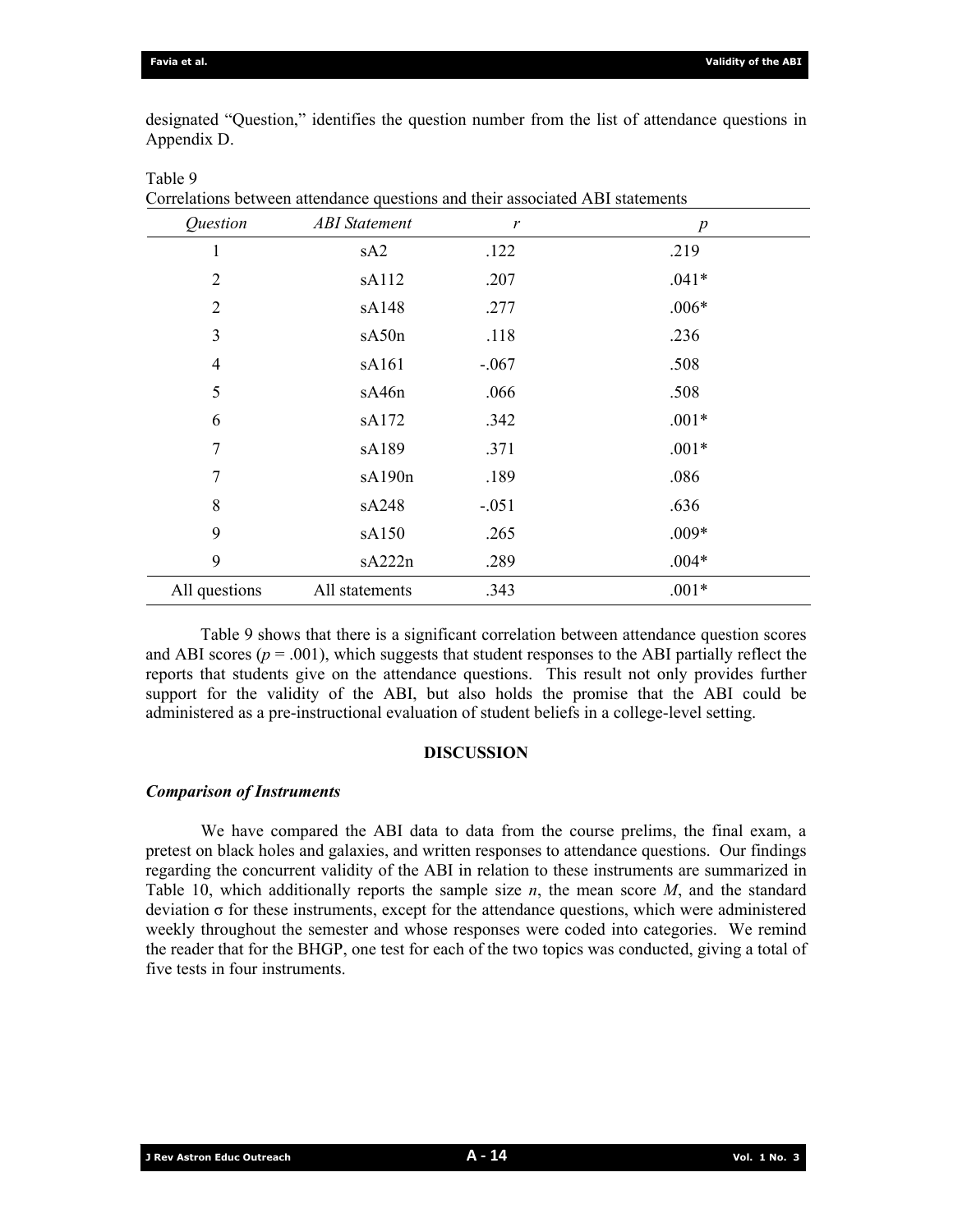designated "Question," identifies the question number from the list of attendance questions in Appendix D.

Table 9
Correlations between attendance questions and their associated ABI statements

| *Question* | *ABI Statement* | *r* | *p* |
|---|---|---|---|
| 1 | sA2 | .122 | .219 |
| 2 | sA112 | .207 | .041* |
| 2 | sA148 | .277 | .006* |
| 3 | sA50n | .118 | .236 |
| 4 | sA161 | -.067 | .508 |
| 5 | sA46n | .066 | .508 |
| 6 | sA172 | .342 | .001* |
| 7 | sA189 | .371 | .001* |
| 7 | sA190n | .189 | .086 |
| 8 | sA248 | -.051 | .636 |
| 9 | sA150 | .265 | .009* |
| 9 | sA222n | .289 | .004* |
| All questions | All statements | .343 | .001* |

Table 9 shows that there is a significant correlation between attendance question scores and ABI scores ($p = .001$), which suggests that student responses to the ABI partially reflect the reports that students give on the attendance questions. This result not only provides further support for the validity of the ABI, but also holds the promise that the ABI could be administered as a pre-instructional evaluation of student beliefs in a college-level setting.

## DISCUSSION

### *Comparison of Instruments*

We have compared the ABI data to data from the course prelims, the final exam, a pretest on black holes and galaxies, and written responses to attendance questions. Our findings regarding the concurrent validity of the ABI in relation to these instruments are summarized in Table 10, which additionally reports the sample size $n$, the mean score $M$, and the standard deviation $\sigma$ for these instruments, except for the attendance questions, which were administered weekly throughout the semester and whose responses were coded into categories. We remind the reader that for the BHGP, one test for each of the two topics was conducted, giving a total of five tests in four instruments.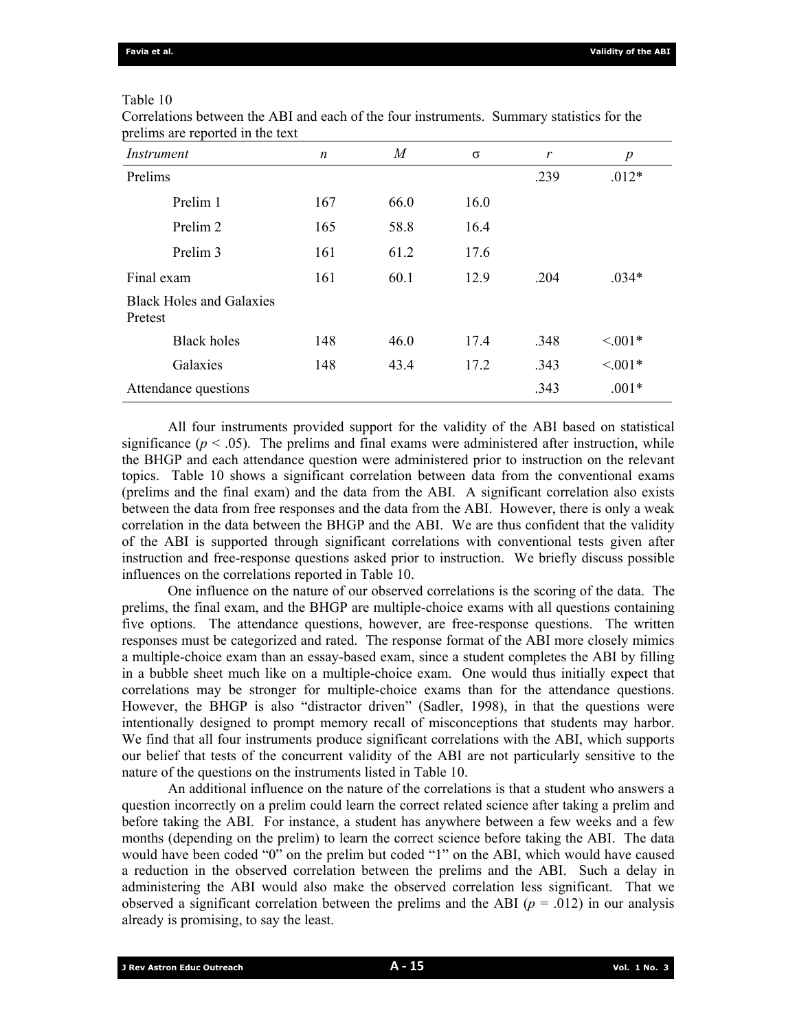Table 10

Correlations between the ABI and each of the four instruments. Summary statistics for the prelims are reported in the text

| *Instrument* | *n* | *M* | σ | *r* | *p* |
|---|---|---|---|---|---|
| Prelims | | | | .239 | .012* |
| Prelim 1 | 167 | 66.0 | 16.0 | | |
| Prelim 2 | 165 | 58.8 | 16.4 | | |
| Prelim 3 | 161 | 61.2 | 17.6 | | |
| Final exam | 161 | 60.1 | 12.9 | .204 | .034* |
| Black Holes and Galaxies Pretest | | | | | |
| Black holes | 148 | 46.0 | 17.4 | .348 | <.001* |
| Galaxies | 148 | 43.4 | 17.2 | .343 | <.001* |
| Attendance questions | | | | .343 | .001* |

All four instruments provided support for the validity of the ABI based on statistical significance ($p < .05$). The prelims and final exams were administered after instruction, while the BHGP and each attendance question were administered prior to instruction on the relevant topics. Table 10 shows a significant correlation between data from the conventional exams (prelims and the final exam) and the data from the ABI. A significant correlation also exists between the data from free responses and the data from the ABI. However, there is only a weak correlation in the data between the BHGP and the ABI. We are thus confident that the validity of the ABI is supported through significant correlations with conventional tests given after instruction and free-response questions asked prior to instruction. We briefly discuss possible influences on the correlations reported in Table 10.

One influence on the nature of our observed correlations is the scoring of the data. The prelims, the final exam, and the BHGP are multiple-choice exams with all questions containing five options. The attendance questions, however, are free-response questions. The written responses must be categorized and rated. The response format of the ABI more closely mimics a multiple-choice exam than an essay-based exam, since a student completes the ABI by filling in a bubble sheet much like on a multiple-choice exam. One would thus initially expect that correlations may be stronger for multiple-choice exams than for the attendance questions. However, the BHGP is also "distractor driven" (Sadler, 1998), in that the questions were intentionally designed to prompt memory recall of misconceptions that students may harbor. We find that all four instruments produce significant correlations with the ABI, which supports our belief that tests of the concurrent validity of the ABI are not particularly sensitive to the nature of the questions on the instruments listed in Table 10.

An additional influence on the nature of the correlations is that a student who answers a question incorrectly on a prelim could learn the correct related science after taking a prelim and before taking the ABI. For instance, a student has anywhere between a few weeks and a few months (depending on the prelim) to learn the correct science before taking the ABI. The data would have been coded "0" on the prelim but coded "1" on the ABI, which would have caused a reduction in the observed correlation between the prelims and the ABI. Such a delay in administering the ABI would also make the observed correlation less significant. That we observed a significant correlation between the prelims and the ABI ($p = .012$) in our analysis already is promising, to say the least.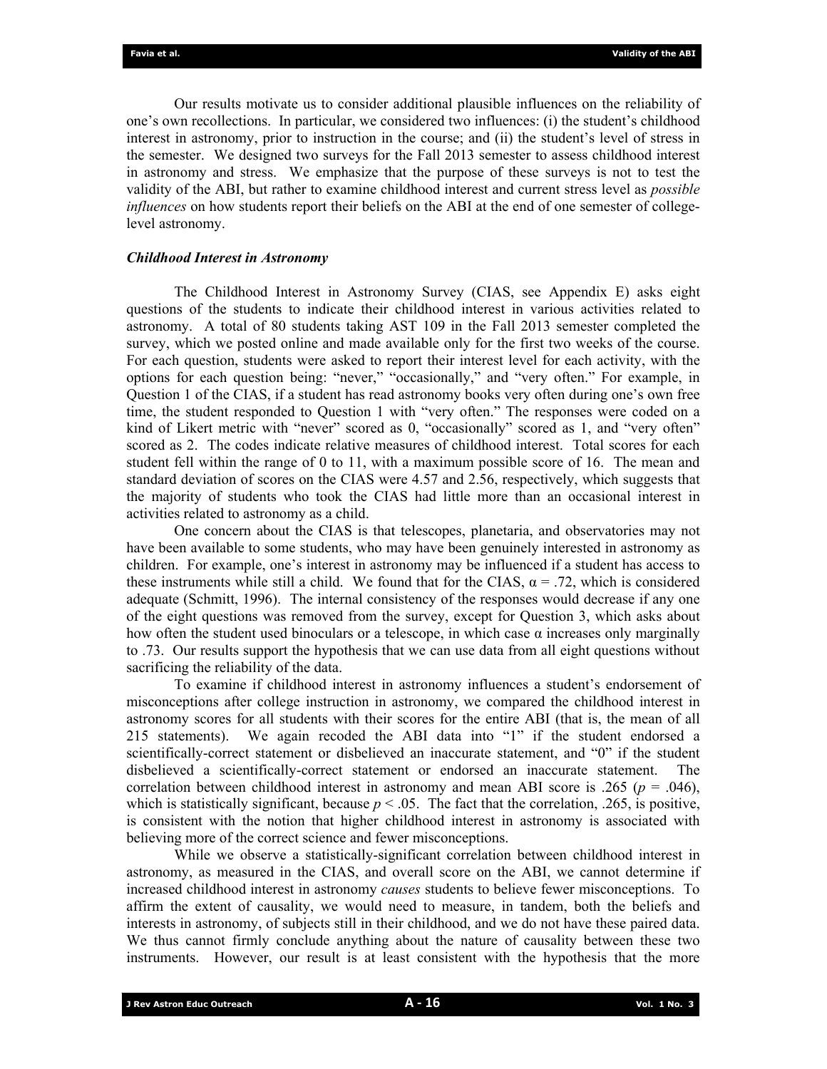Our results motivate us to consider additional plausible influences on the reliability of one's own recollections. In particular, we considered two influences: (i) the student's childhood interest in astronomy, prior to instruction in the course; and (ii) the student's level of stress in the semester. We designed two surveys for the Fall 2013 semester to assess childhood interest in astronomy and stress. We emphasize that the purpose of these surveys is not to test the validity of the ABI, but rather to examine childhood interest and current stress level as *possible influences* on how students report their beliefs on the ABI at the end of one semester of college-level astronomy.

### *Childhood Interest in Astronomy*

The Childhood Interest in Astronomy Survey (CIAS, see Appendix E) asks eight questions of the students to indicate their childhood interest in various activities related to astronomy. A total of 80 students taking AST 109 in the Fall 2013 semester completed the survey, which we posted online and made available only for the first two weeks of the course. For each question, students were asked to report their interest level for each activity, with the options for each question being: "never," "occasionally," and "very often." For example, in Question 1 of the CIAS, if a student has read astronomy books very often during one's own free time, the student responded to Question 1 with "very often." The responses were coded on a kind of Likert metric with "never" scored as 0, "occasionally" scored as 1, and "very often" scored as 2. The codes indicate relative measures of childhood interest. Total scores for each student fell within the range of 0 to 11, with a maximum possible score of 16. The mean and standard deviation of scores on the CIAS were 4.57 and 2.56, respectively, which suggests that the majority of students who took the CIAS had little more than an occasional interest in activities related to astronomy as a child.

One concern about the CIAS is that telescopes, planetaria, and observatories may not have been available to some students, who may have been genuinely interested in astronomy as children. For example, one's interest in astronomy may be influenced if a student has access to these instruments while still a child. We found that for the CIAS, $\alpha = .72$, which is considered adequate (Schmitt, 1996). The internal consistency of the responses would decrease if any one of the eight questions was removed from the survey, except for Question 3, which asks about how often the student used binoculars or a telescope, in which case $\alpha$ increases only marginally to .73. Our results support the hypothesis that we can use data from all eight questions without sacrificing the reliability of the data.

To examine if childhood interest in astronomy influences a student's endorsement of misconceptions after college instruction in astronomy, we compared the childhood interest in astronomy scores for all students with their scores for the entire ABI (that is, the mean of all 215 statements). We again recoded the ABI data into "1" if the student endorsed a scientifically-correct statement or disbelieved an inaccurate statement, and "0" if the student disbelieved a scientifically-correct statement or endorsed an inaccurate statement. The correlation between childhood interest in astronomy and mean ABI score is .265 ($p = .046$), which is statistically significant, because $p < .05$. The fact that the correlation, .265, is positive, is consistent with the notion that higher childhood interest in astronomy is associated with believing more of the correct science and fewer misconceptions.

While we observe a statistically-significant correlation between childhood interest in astronomy, as measured in the CIAS, and overall score on the ABI, we cannot determine if increased childhood interest in astronomy *causes* students to believe fewer misconceptions. To affirm the extent of causality, we would need to measure, in tandem, both the beliefs and interests in astronomy, of subjects still in their childhood, and we do not have these paired data. We thus cannot firmly conclude anything about the nature of causality between these two instruments. However, our result is at least consistent with the hypothesis that the more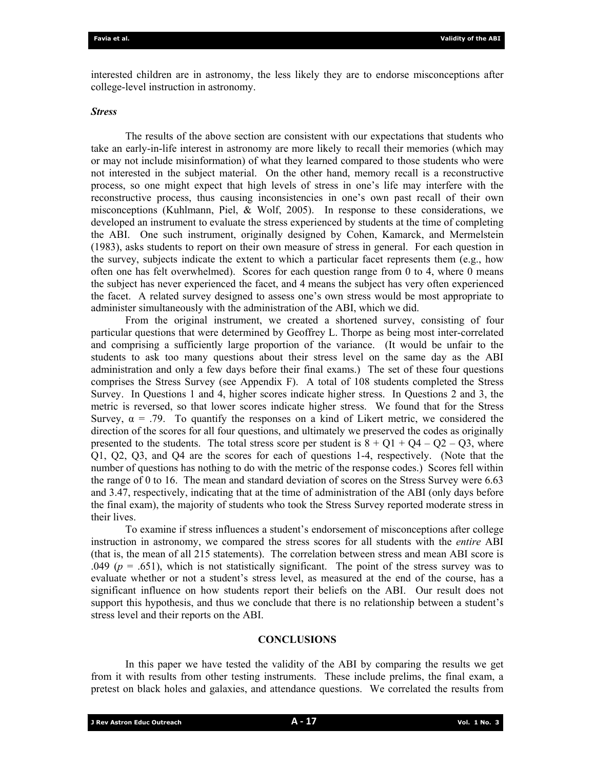interested children are in astronomy, the less likely they are to endorse misconceptions after college-level instruction in astronomy.

### *Stress*

The results of the above section are consistent with our expectations that students who take an early-in-life interest in astronomy are more likely to recall their memories (which may or may not include misinformation) of what they learned compared to those students who were not interested in the subject material. On the other hand, memory recall is a reconstructive process, so one might expect that high levels of stress in one's life may interfere with the reconstructive process, thus causing inconsistencies in one's own past recall of their own misconceptions (Kuhlmann, Piel, & Wolf, 2005). In response to these considerations, we developed an instrument to evaluate the stress experienced by students at the time of completing the ABI. One such instrument, originally designed by Cohen, Kamarck, and Mermelstein (1983), asks students to report on their own measure of stress in general. For each question in the survey, subjects indicate the extent to which a particular facet represents them (e.g., how often one has felt overwhelmed). Scores for each question range from 0 to 4, where 0 means the subject has never experienced the facet, and 4 means the subject has very often experienced the facet. A related survey designed to assess one's own stress would be most appropriate to administer simultaneously with the administration of the ABI, which we did.

From the original instrument, we created a shortened survey, consisting of four particular questions that were determined by Geoffrey L. Thorpe as being most inter-correlated and comprising a sufficiently large proportion of the variance. (It would be unfair to the students to ask too many questions about their stress level on the same day as the ABI administration and only a few days before their final exams.) The set of these four questions comprises the Stress Survey (see Appendix F). A total of 108 students completed the Stress Survey. In Questions 1 and 4, higher scores indicate higher stress. In Questions 2 and 3, the metric is reversed, so that lower scores indicate higher stress. We found that for the Stress Survey, $\alpha = .79$. To quantify the responses on a kind of Likert metric, we considered the direction of the scores for all four questions, and ultimately we preserved the codes as originally presented to the students. The total stress score per student is $8 + Q1 + Q4 – Q2 – Q3$, where Q1, Q2, Q3, and Q4 are the scores for each of questions 1-4, respectively. (Note that the number of questions has nothing to do with the metric of the response codes.) Scores fell within the range of 0 to 16. The mean and standard deviation of scores on the Stress Survey were 6.63 and 3.47, respectively, indicating that at the time of administration of the ABI (only days before the final exam), the majority of students who took the Stress Survey reported moderate stress in their lives.

To examine if stress influences a student's endorsement of misconceptions after college instruction in astronomy, we compared the stress scores for all students with the *entire* ABI (that is, the mean of all 215 statements). The correlation between stress and mean ABI score is .049 ($p = .651$), which is not statistically significant. The point of the stress survey was to evaluate whether or not a student's stress level, as measured at the end of the course, has a significant influence on how students report their beliefs on the ABI. Our result does not support this hypothesis, and thus we conclude that there is no relationship between a student's stress level and their reports on the ABI.

## CONCLUSIONS

In this paper we have tested the validity of the ABI by comparing the results we get from it with results from other testing instruments. These include prelims, the final exam, a pretest on black holes and galaxies, and attendance questions. We correlated the results from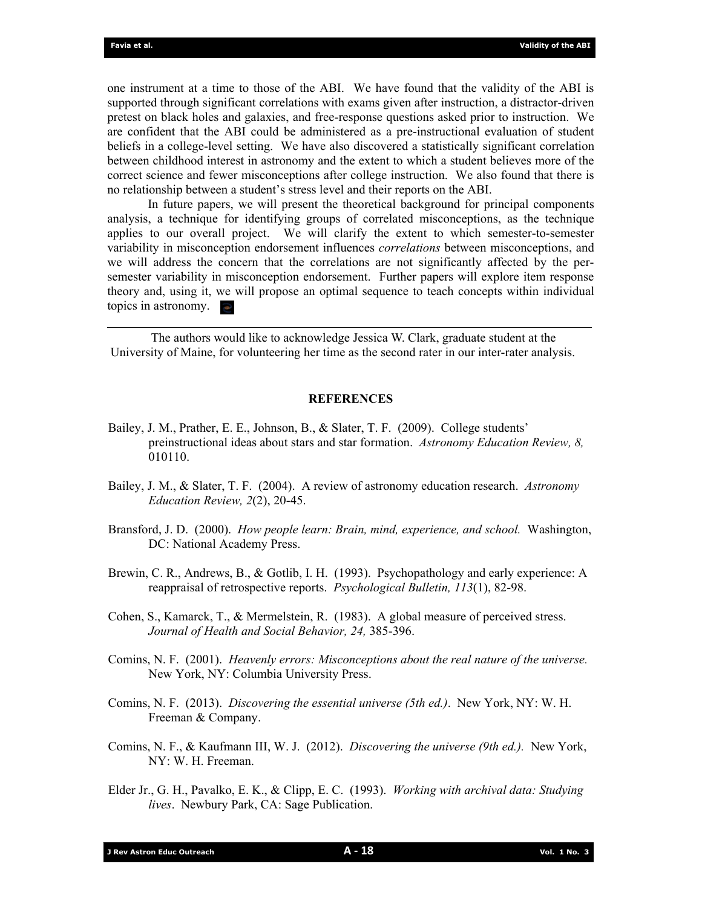one instrument at a time to those of the ABI. We have found that the validity of the ABI is supported through significant correlations with exams given after instruction, a distractor-driven pretest on black holes and galaxies, and free-response questions asked prior to instruction. We are confident that the ABI could be administered as a pre-instructional evaluation of student beliefs in a college-level setting. We have also discovered a statistically significant correlation between childhood interest in astronomy and the extent to which a student believes more of the correct science and fewer misconceptions after college instruction. We also found that there is no relationship between a student's stress level and their reports on the ABI.

In future papers, we will present the theoretical background for principal components analysis, a technique for identifying groups of correlated misconceptions, as the technique applies to our overall project. We will clarify the extent to which semester-to-semester variability in misconception endorsement influences *correlations* between misconceptions, and we will address the concern that the correlations are not significantly affected by the per-semester variability in misconception endorsement. Further papers will explore item response theory and, using it, we will propose an optimal sequence to teach concepts within individual topics in astronomy.

---

The authors would like to acknowledge Jessica W. Clark, graduate student at the University of Maine, for volunteering her time as the second rater in our inter-rater analysis.

## REFERENCES

Bailey, J. M., Prather, E. E., Johnson, B., & Slater, T. F. (2009). College students' preinstructional ideas about stars and star formation. *Astronomy Education Review, 8,* 010110.

Bailey, J. M., & Slater, T. F. (2004). A review of astronomy education research. *Astronomy Education Review, 2*(2), 20-45.

Bransford, J. D. (2000). *How people learn: Brain, mind, experience, and school.* Washington, DC: National Academy Press.

Brewin, C. R., Andrews, B., & Gotlib, I. H. (1993). Psychopathology and early experience: A reappraisal of retrospective reports. *Psychological Bulletin, 113*(1), 82-98.

Cohen, S., Kamarck, T., & Mermelstein, R. (1983). A global measure of perceived stress. *Journal of Health and Social Behavior, 24,* 385-396.

Comins, N. F. (2001). *Heavenly errors: Misconceptions about the real nature of the universe.* New York, NY: Columbia University Press.

Comins, N. F. (2013). *Discovering the essential universe (5th ed.)*. New York, NY: W. H. Freeman & Company.

Comins, N. F., & Kaufmann III, W. J. (2012). *Discovering the universe (9th ed.).* New York, NY: W. H. Freeman.

Elder Jr., G. H., Pavalko, E. K., & Clipp, E. C. (1993). *Working with archival data: Studying lives*. Newbury Park, CA: Sage Publication.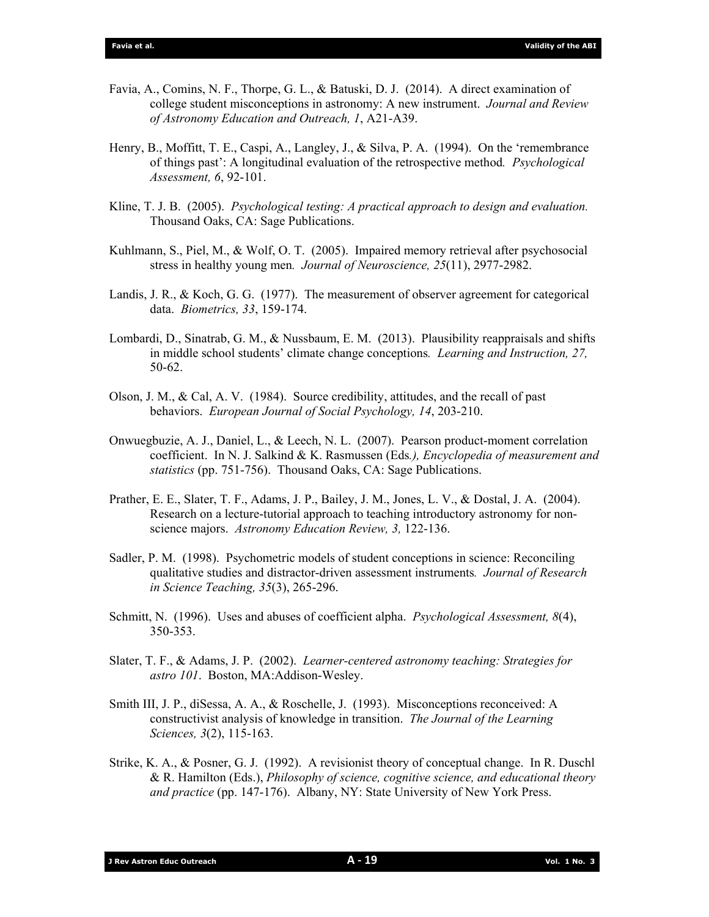Favia, A., Comins, N. F., Thorpe, G. L., & Batuski, D. J. (2014). A direct examination of college student misconceptions in astronomy: A new instrument. *Journal and Review of Astronomy Education and Outreach, 1*, A21-A39.

Henry, B., Moffitt, T. E., Caspi, A., Langley, J., & Silva, P. A. (1994). On the 'remembrance of things past': A longitudinal evaluation of the retrospective method*. Psychological Assessment, 6*, 92-101.

Kline, T. J. B. (2005). *Psychological testing: A practical approach to design and evaluation.* Thousand Oaks, CA: Sage Publications.

Kuhlmann, S., Piel, M., & Wolf, O. T. (2005). Impaired memory retrieval after psychosocial stress in healthy young men*. Journal of Neuroscience, 25*(11), 2977-2982.

Landis, J. R., & Koch, G. G. (1977). The measurement of observer agreement for categorical data. *Biometrics, 33*, 159-174.

Lombardi, D., Sinatrab, G. M., & Nussbaum, E. M. (2013). Plausibility reappraisals and shifts in middle school students' climate change conceptions*. Learning and Instruction, 27,* 50-62.

Olson, J. M., & Cal, A. V. (1984). Source credibility, attitudes, and the recall of past behaviors. *European Journal of Social Psychology, 14*, 203-210.

Onwuegbuzie, A. J., Daniel, L., & Leech, N. L. (2007). Pearson product-moment correlation coefficient. In N. J. Salkind & K. Rasmussen (Eds*.), Encyclopedia of measurement and statistics* (pp. 751-756). Thousand Oaks, CA: Sage Publications.

Prather, E. E., Slater, T. F., Adams, J. P., Bailey, J. M., Jones, L. V., & Dostal, J. A. (2004). Research on a lecture-tutorial approach to teaching introductory astronomy for non-science majors. *Astronomy Education Review, 3,* 122-136.

Sadler, P. M. (1998). Psychometric models of student conceptions in science: Reconciling qualitative studies and distractor-driven assessment instruments*. Journal of Research in Science Teaching, 35*(3), 265-296.

Schmitt, N. (1996). Uses and abuses of coefficient alpha. *Psychological Assessment, 8*(4), 350-353.

Slater, T. F., & Adams, J. P. (2002). *Learner-centered astronomy teaching: Strategies for astro 101*. Boston, MA:Addison-Wesley.

Smith III, J. P., diSessa, A. A., & Roschelle, J. (1993). Misconceptions reconceived: A constructivist analysis of knowledge in transition. *The Journal of the Learning Sciences, 3*(2), 115-163.

Strike, K. A., & Posner, G. J. (1992). A revisionist theory of conceptual change. In R. Duschl & R. Hamilton (Eds.), *Philosophy of science, cognitive science, and educational theory and practice* (pp. 147-176). Albany, NY: State University of New York Press.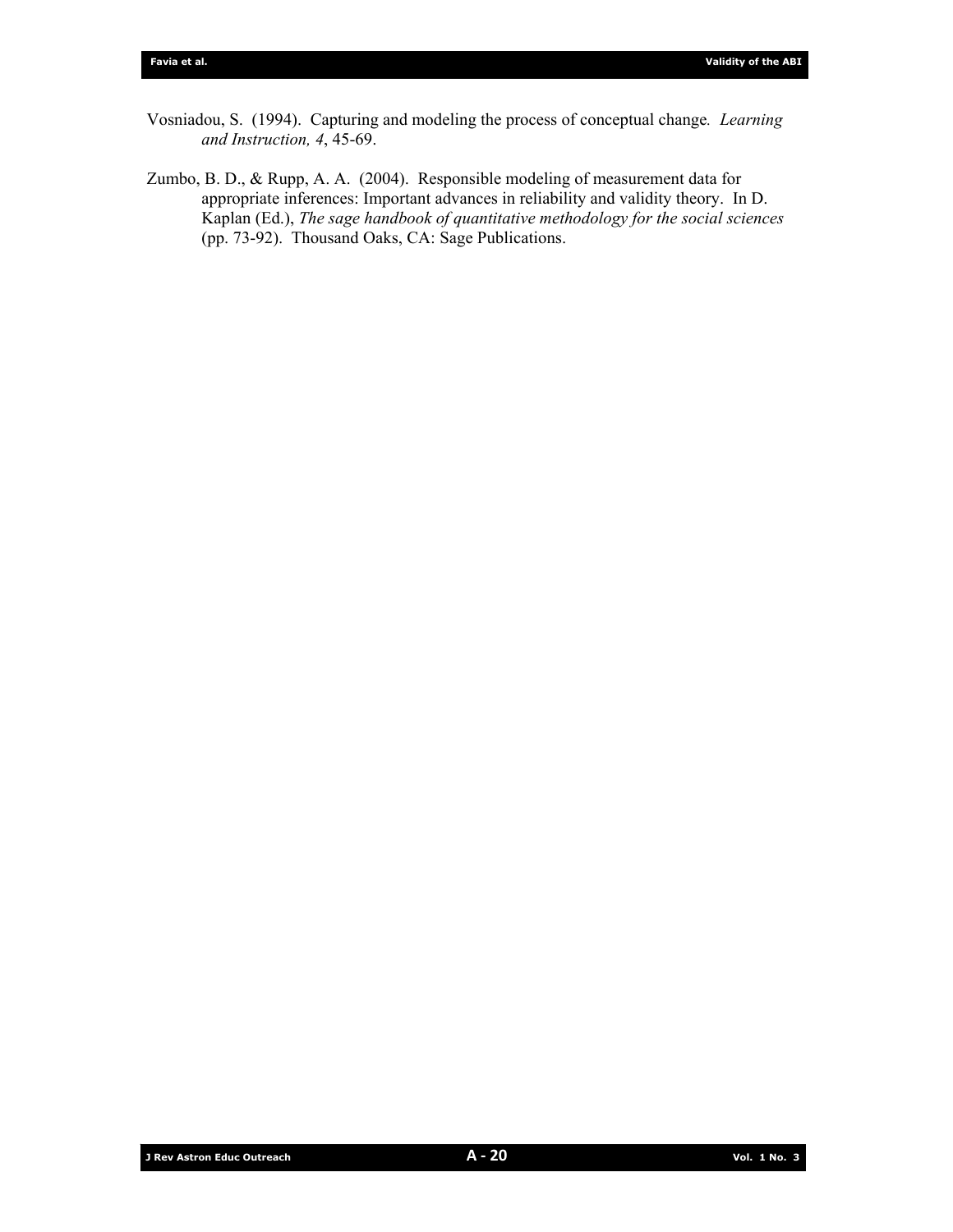Vosniadou, S. (1994). Capturing and modeling the process of conceptual change. *Learning and Instruction, 4*, 45-69.

Zumbo, B. D., & Rupp, A. A. (2004). Responsible modeling of measurement data for appropriate inferences: Important advances in reliability and validity theory. In D. Kaplan (Ed.), *The sage handbook of quantitative methodology for the social sciences* (pp. 73-92). Thousand Oaks, CA: Sage Publications.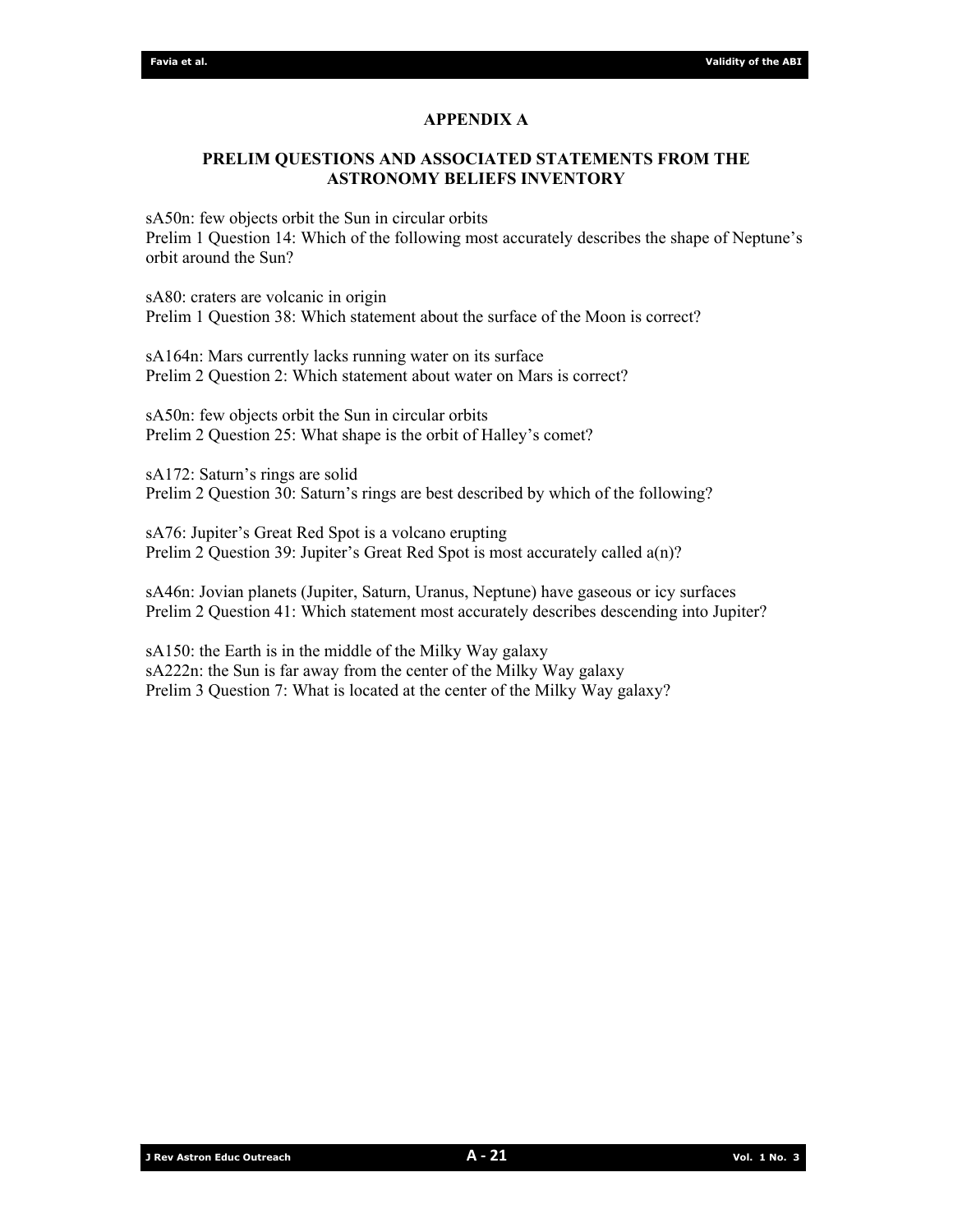## APPENDIX A

### PRELIM QUESTIONS AND ASSOCIATED STATEMENTS FROM THE ASTRONOMY BELIEFS INVENTORY

sA50n: few objects orbit the Sun in circular orbits
Prelim 1 Question 14: Which of the following most accurately describes the shape of Neptune's orbit around the Sun?

sA80: craters are volcanic in origin
Prelim 1 Question 38: Which statement about the surface of the Moon is correct?

sA164n: Mars currently lacks running water on its surface
Prelim 2 Question 2: Which statement about water on Mars is correct?

sA50n: few objects orbit the Sun in circular orbits
Prelim 2 Question 25: What shape is the orbit of Halley's comet?

sA172: Saturn's rings are solid
Prelim 2 Question 30: Saturn's rings are best described by which of the following?

sA76: Jupiter's Great Red Spot is a volcano erupting
Prelim 2 Question 39: Jupiter's Great Red Spot is most accurately called a(n)?

sA46n: Jovian planets (Jupiter, Saturn, Uranus, Neptune) have gaseous or icy surfaces
Prelim 2 Question 41: Which statement most accurately describes descending into Jupiter?

sA150: the Earth is in the middle of the Milky Way galaxy
sA222n: the Sun is far away from the center of the Milky Way galaxy
Prelim 3 Question 7: What is located at the center of the Milky Way galaxy?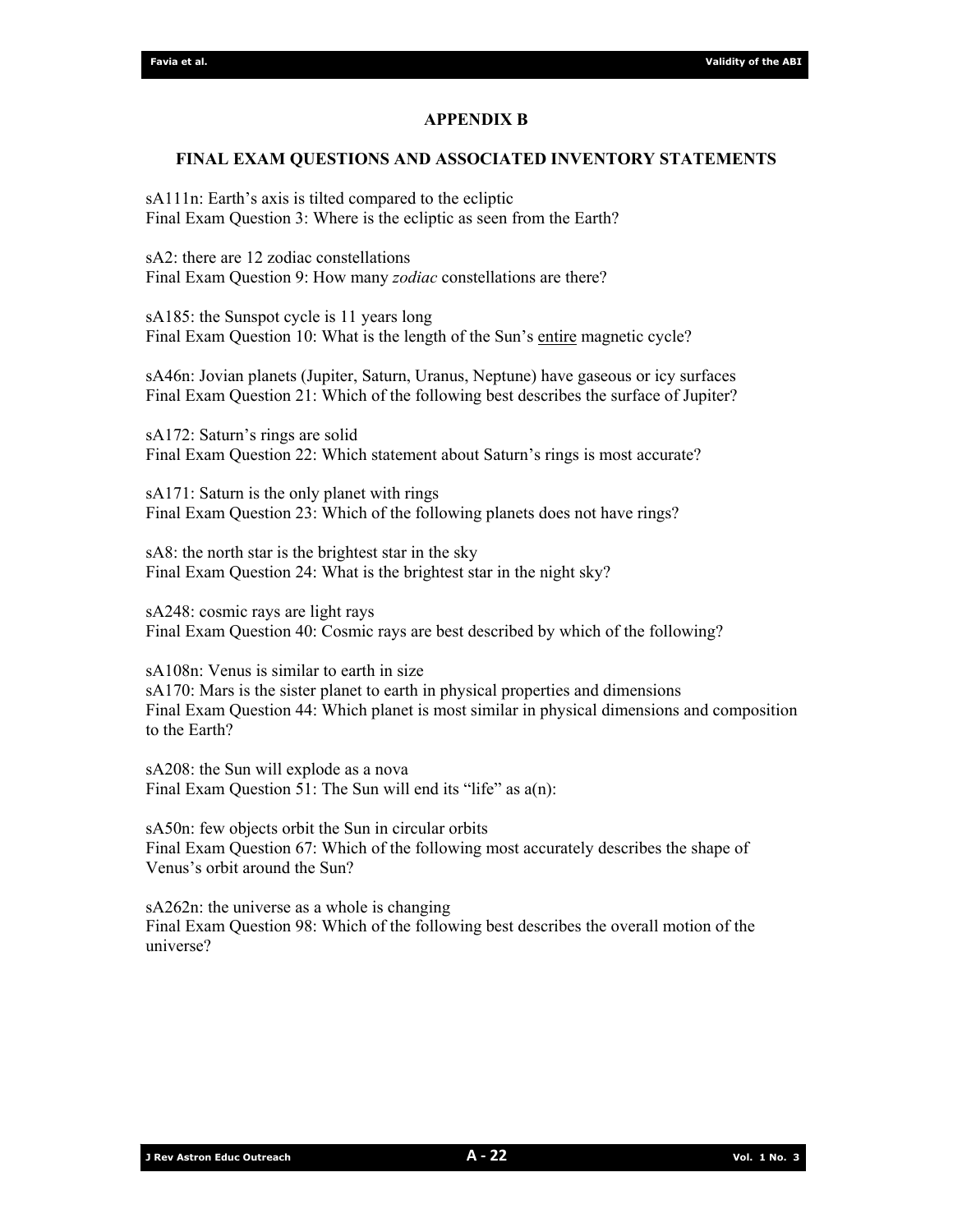## APPENDIX B

### FINAL EXAM QUESTIONS AND ASSOCIATED INVENTORY STATEMENTS

sA111n: Earth's axis is tilted compared to the ecliptic
Final Exam Question 3: Where is the ecliptic as seen from the Earth?

sA2: there are 12 zodiac constellations
Final Exam Question 9: How many *zodiac* constellations are there?

sA185: the Sunspot cycle is 11 years long
Final Exam Question 10: What is the length of the Sun's <u>entire</u> magnetic cycle?

sA46n: Jovian planets (Jupiter, Saturn, Uranus, Neptune) have gaseous or icy surfaces
Final Exam Question 21: Which of the following best describes the surface of Jupiter?

sA172: Saturn's rings are solid
Final Exam Question 22: Which statement about Saturn's rings is most accurate?

sA171: Saturn is the only planet with rings
Final Exam Question 23: Which of the following planets does not have rings?

sA8: the north star is the brightest star in the sky
Final Exam Question 24: What is the brightest star in the night sky?

sA248: cosmic rays are light rays
Final Exam Question 40: Cosmic rays are best described by which of the following?

sA108n: Venus is similar to earth in size
sA170: Mars is the sister planet to earth in physical properties and dimensions
Final Exam Question 44: Which planet is most similar in physical dimensions and composition to the Earth?

sA208: the Sun will explode as a nova
Final Exam Question 51: The Sun will end its "life" as a(n):

sA50n: few objects orbit the Sun in circular orbits
Final Exam Question 67: Which of the following most accurately describes the shape of Venus's orbit around the Sun?

sA262n: the universe as a whole is changing
Final Exam Question 98: Which of the following best describes the overall motion of the universe?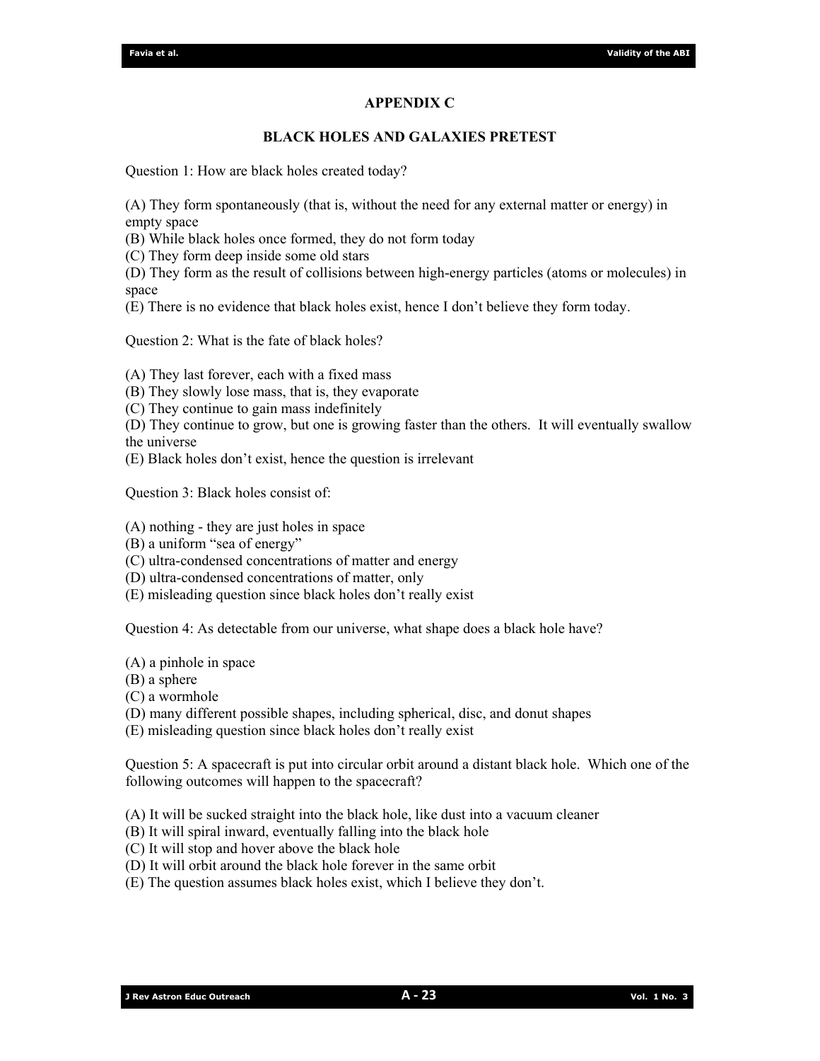## APPENDIX C

### BLACK HOLES AND GALAXIES PRETEST

Question 1: How are black holes created today?

(A) They form spontaneously (that is, without the need for any external matter or energy) in empty space
(B) While black holes once formed, they do not form today
(C) They form deep inside some old stars
(D) They form as the result of collisions between high-energy particles (atoms or molecules) in space
(E) There is no evidence that black holes exist, hence I don't believe they form today.

Question 2: What is the fate of black holes?

(A) They last forever, each with a fixed mass
(B) They slowly lose mass, that is, they evaporate
(C) They continue to gain mass indefinitely
(D) They continue to grow, but one is growing faster than the others. It will eventually swallow the universe
(E) Black holes don't exist, hence the question is irrelevant

Question 3: Black holes consist of:

(A) nothing - they are just holes in space
(B) a uniform "sea of energy"
(C) ultra-condensed concentrations of matter and energy
(D) ultra-condensed concentrations of matter, only
(E) misleading question since black holes don't really exist

Question 4: As detectable from our universe, what shape does a black hole have?

(A) a pinhole in space
(B) a sphere
(C) a wormhole
(D) many different possible shapes, including spherical, disc, and donut shapes
(E) misleading question since black holes don't really exist

Question 5: A spacecraft is put into circular orbit around a distant black hole. Which one of the following outcomes will happen to the spacecraft?

(A) It will be sucked straight into the black hole, like dust into a vacuum cleaner
(B) It will spiral inward, eventually falling into the black hole
(C) It will stop and hover above the black hole
(D) It will orbit around the black hole forever in the same orbit
(E) The question assumes black holes exist, which I believe they don't.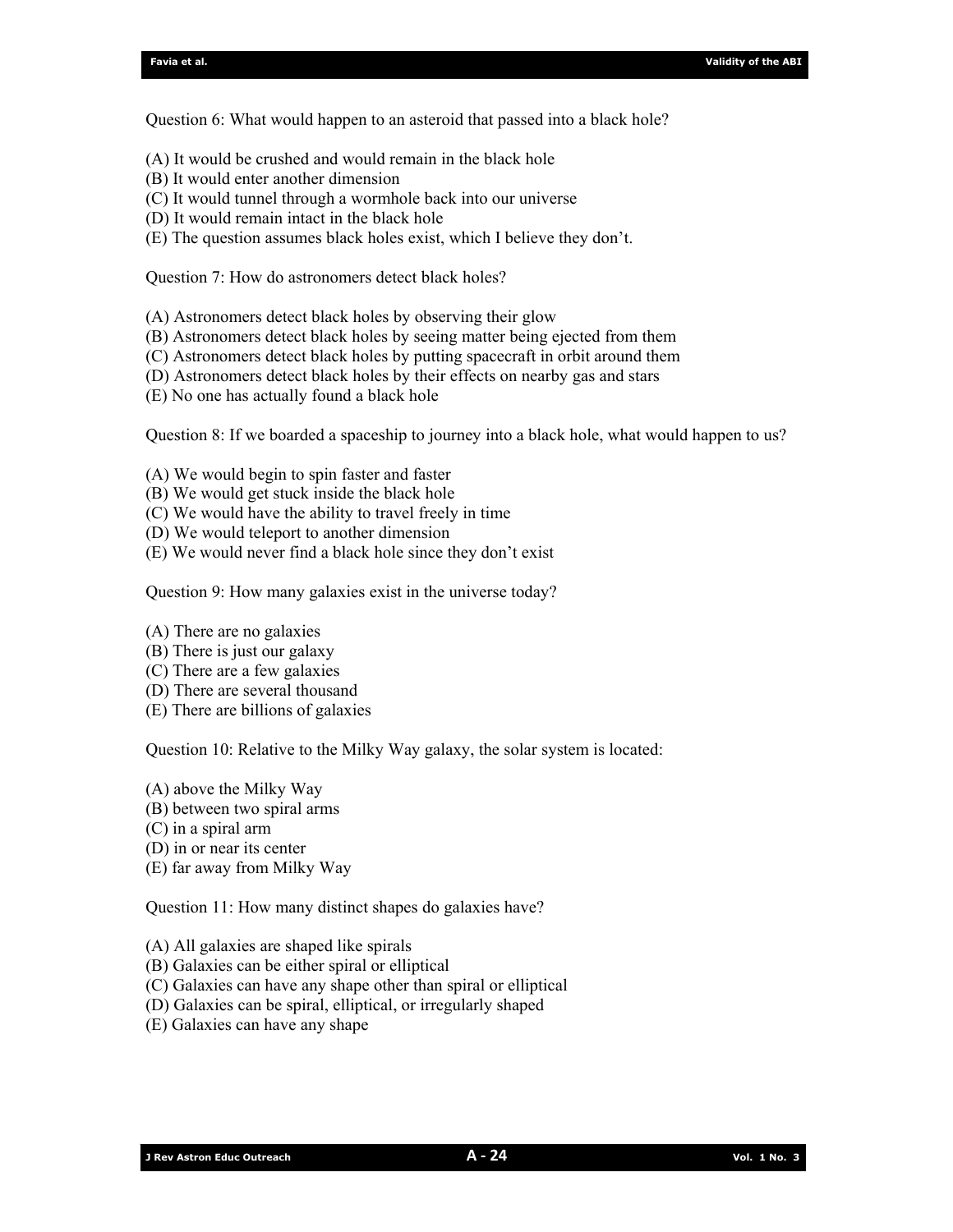Question 6: What would happen to an asteroid that passed into a black hole?

(A) It would be crushed and would remain in the black hole  
(B) It would enter another dimension  
(C) It would tunnel through a wormhole back into our universe  
(D) It would remain intact in the black hole  
(E) The question assumes black holes exist, which I believe they don't.

Question 7: How do astronomers detect black holes?

(A) Astronomers detect black holes by observing their glow  
(B) Astronomers detect black holes by seeing matter being ejected from them  
(C) Astronomers detect black holes by putting spacecraft in orbit around them  
(D) Astronomers detect black holes by their effects on nearby gas and stars  
(E) No one has actually found a black hole

Question 8: If we boarded a spaceship to journey into a black hole, what would happen to us?

(A) We would begin to spin faster and faster  
(B) We would get stuck inside the black hole  
(C) We would have the ability to travel freely in time  
(D) We would teleport to another dimension  
(E) We would never find a black hole since they don't exist

Question 9: How many galaxies exist in the universe today?

(A) There are no galaxies  
(B) There is just our galaxy  
(C) There are a few galaxies  
(D) There are several thousand  
(E) There are billions of galaxies

Question 10: Relative to the Milky Way galaxy, the solar system is located:

(A) above the Milky Way  
(B) between two spiral arms  
(C) in a spiral arm  
(D) in or near its center  
(E) far away from Milky Way

Question 11: How many distinct shapes do galaxies have?

(A) All galaxies are shaped like spirals  
(B) Galaxies can be either spiral or elliptical  
(C) Galaxies can have any shape other than spiral or elliptical  
(D) Galaxies can be spiral, elliptical, or irregularly shaped  
(E) Galaxies can have any shape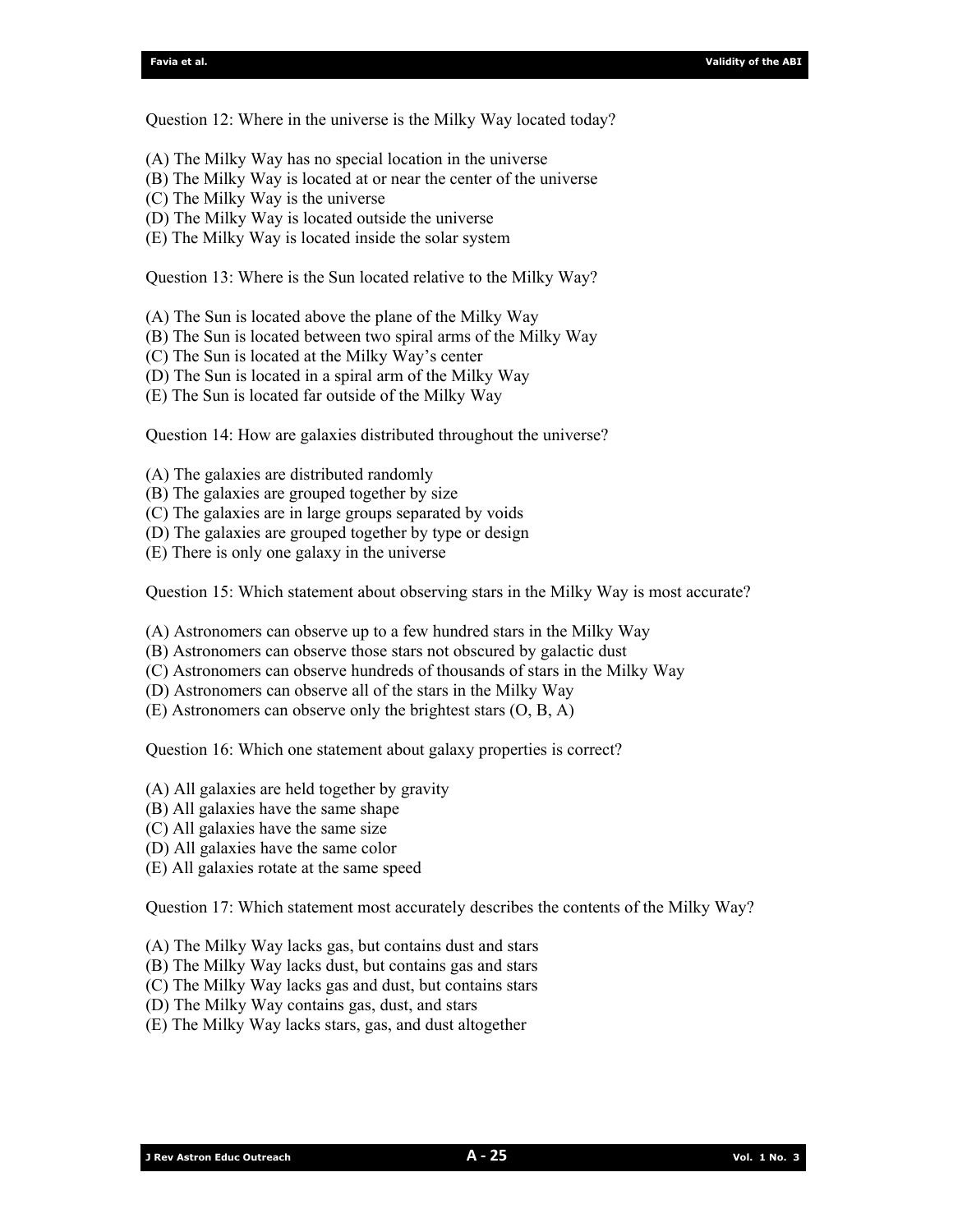Question 12: Where in the universe is the Milky Way located today?

(A) The Milky Way has no special location in the universe
(B) The Milky Way is located at or near the center of the universe
(C) The Milky Way is the universe
(D) The Milky Way is located outside the universe
(E) The Milky Way is located inside the solar system

Question 13: Where is the Sun located relative to the Milky Way?

(A) The Sun is located above the plane of the Milky Way
(B) The Sun is located between two spiral arms of the Milky Way
(C) The Sun is located at the Milky Way's center
(D) The Sun is located in a spiral arm of the Milky Way
(E) The Sun is located far outside of the Milky Way

Question 14: How are galaxies distributed throughout the universe?

(A) The galaxies are distributed randomly
(B) The galaxies are grouped together by size
(C) The galaxies are in large groups separated by voids
(D) The galaxies are grouped together by type or design
(E) There is only one galaxy in the universe

Question 15: Which statement about observing stars in the Milky Way is most accurate?

(A) Astronomers can observe up to a few hundred stars in the Milky Way
(B) Astronomers can observe those stars not obscured by galactic dust
(C) Astronomers can observe hundreds of thousands of stars in the Milky Way
(D) Astronomers can observe all of the stars in the Milky Way
(E) Astronomers can observe only the brightest stars (O, B, A)

Question 16: Which one statement about galaxy properties is correct?

(A) All galaxies are held together by gravity
(B) All galaxies have the same shape
(C) All galaxies have the same size
(D) All galaxies have the same color
(E) All galaxies rotate at the same speed

Question 17: Which statement most accurately describes the contents of the Milky Way?

(A) The Milky Way lacks gas, but contains dust and stars
(B) The Milky Way lacks dust, but contains gas and stars
(C) The Milky Way lacks gas and dust, but contains stars
(D) The Milky Way contains gas, dust, and stars
(E) The Milky Way lacks stars, gas, and dust altogether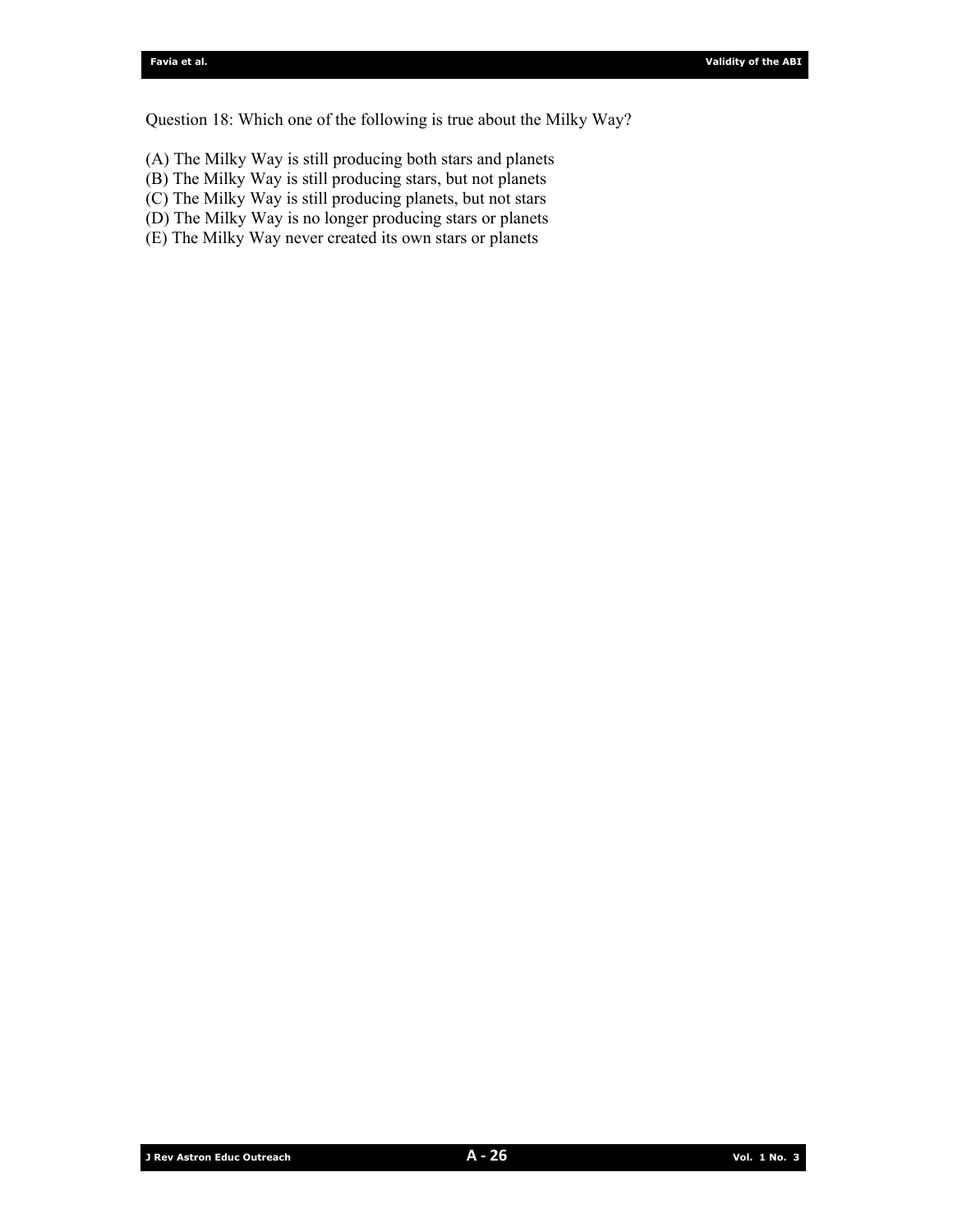Question 18: Which one of the following is true about the Milky Way?

(A) The Milky Way is still producing both stars and planets
(B) The Milky Way is still producing stars, but not planets
(C) The Milky Way is still producing planets, but not stars
(D) The Milky Way is no longer producing stars or planets
(E) The Milky Way never created its own stars or planets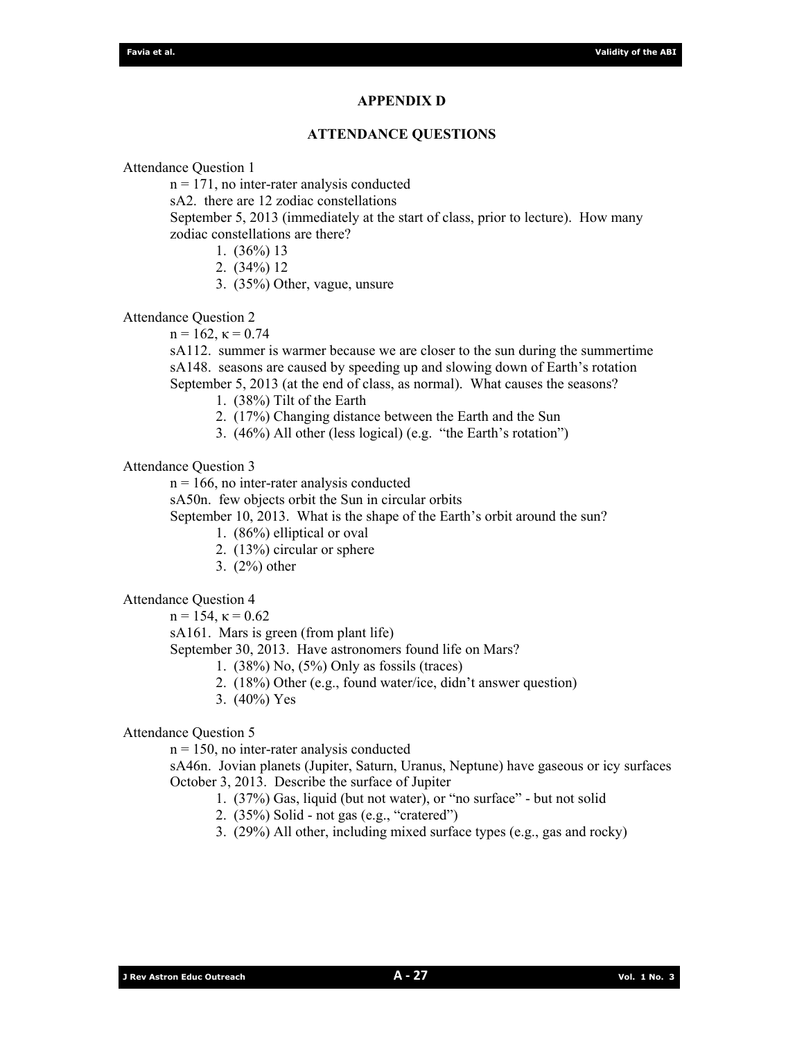## APPENDIX D

## ATTENDANCE QUESTIONS

Attendance Question 1

n = 171, no inter-rater analysis conducted

sA2. there are 12 zodiac constellations

September 5, 2013 (immediately at the start of class, prior to lecture). How many zodiac constellations are there?

1. (36%) 13
2. (34%) 12
3. (35%) Other, vague, unsure

Attendance Question 2

n = 162, $\kappa = 0.74$

sA112. summer is warmer because we are closer to the sun during the summertime

sA148. seasons are caused by speeding up and slowing down of Earth's rotation

September 5, 2013 (at the end of class, as normal). What causes the seasons?

1. (38%) Tilt of the Earth
2. (17%) Changing distance between the Earth and the Sun
3. (46%) All other (less logical) (e.g. "the Earth's rotation")

Attendance Question 3

n = 166, no inter-rater analysis conducted

sA50n. few objects orbit the Sun in circular orbits

September 10, 2013. What is the shape of the Earth's orbit around the sun?

1. (86%) elliptical or oval
2. (13%) circular or sphere
3. (2%) other

Attendance Question 4

n = 154, $\kappa = 0.62$

sA161. Mars is green (from plant life)

September 30, 2013. Have astronomers found life on Mars?

1. (38%) No, (5%) Only as fossils (traces)
2. (18%) Other (e.g., found water/ice, didn't answer question)
3. (40%) Yes

Attendance Question 5

n = 150, no inter-rater analysis conducted

sA46n. Jovian planets (Jupiter, Saturn, Uranus, Neptune) have gaseous or icy surfaces

October 3, 2013. Describe the surface of Jupiter

1. (37%) Gas, liquid (but not water), or "no surface" - but not solid
2. (35%) Solid - not gas (e.g., "cratered")
3. (29%) All other, including mixed surface types (e.g., gas and rocky)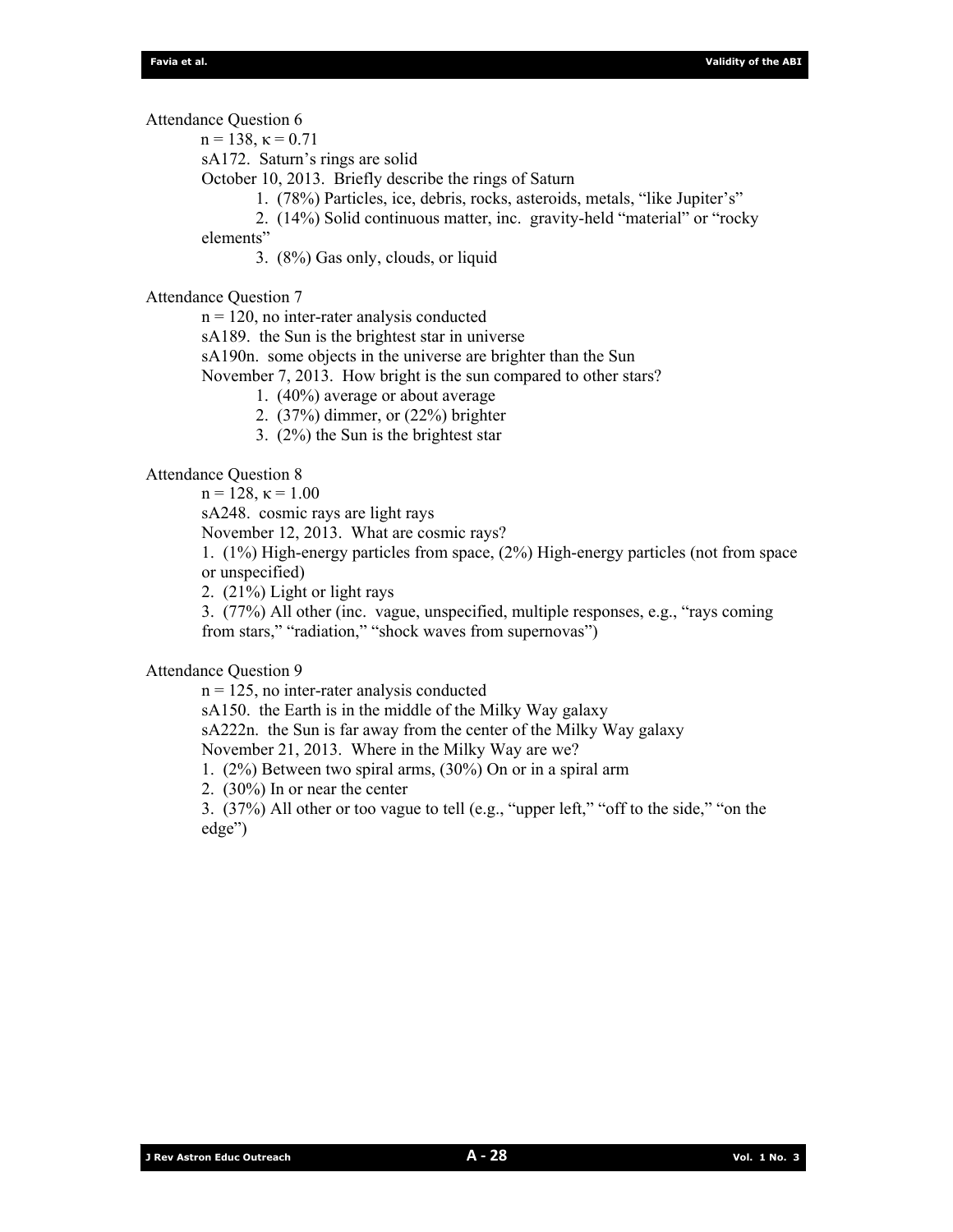Attendance Question 6

$n = 138$, $\kappa = 0.71$

sA172. Saturn's rings are solid

October 10, 2013. Briefly describe the rings of Saturn

1. (78%) Particles, ice, debris, rocks, asteroids, metals, "like Jupiter's"
2. (14%) Solid continuous matter, inc. gravity-held "material" or "rocky elements"
3. (8%) Gas only, clouds, or liquid

Attendance Question 7

$n = 120$, no inter-rater analysis conducted

sA189. the Sun is the brightest star in universe

sA190n. some objects in the universe are brighter than the Sun

November 7, 2013. How bright is the sun compared to other stars?

1. (40%) average or about average
2. (37%) dimmer, or (22%) brighter
3. (2%) the Sun is the brightest star

Attendance Question 8

$n = 128$, $\kappa = 1.00$

sA248. cosmic rays are light rays

November 12, 2013. What are cosmic rays?

1. (1%) High-energy particles from space, (2%) High-energy particles (not from space or unspecified)
2. (21%) Light or light rays
3. (77%) All other (inc. vague, unspecified, multiple responses, e.g., "rays coming from stars," "radiation," "shock waves from supernovas")

Attendance Question 9

$n = 125$, no inter-rater analysis conducted

sA150. the Earth is in the middle of the Milky Way galaxy

sA222n. the Sun is far away from the center of the Milky Way galaxy

November 21, 2013. Where in the Milky Way are we?

1. (2%) Between two spiral arms, (30%) On or in a spiral arm
2. (30%) In or near the center
3. (37%) All other or too vague to tell (e.g., "upper left," "off to the side," "on the edge")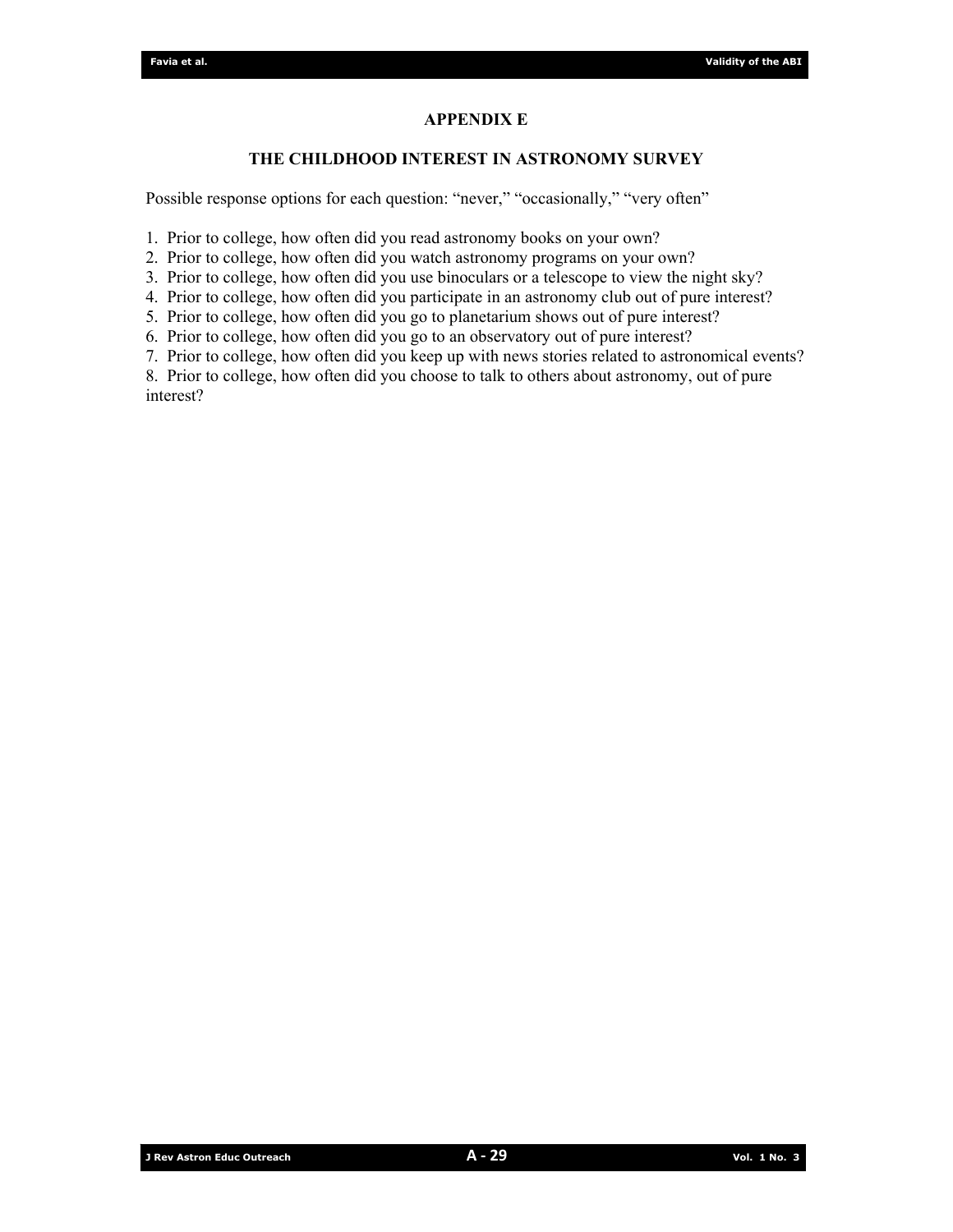## APPENDIX E

### THE CHILDHOOD INTEREST IN ASTRONOMY SURVEY

Possible response options for each question: “never,” “occasionally,” “very often”

1. Prior to college, how often did you read astronomy books on your own?
2. Prior to college, how often did you watch astronomy programs on your own?
3. Prior to college, how often did you use binoculars or a telescope to view the night sky?
4. Prior to college, how often did you participate in an astronomy club out of pure interest?
5. Prior to college, how often did you go to planetarium shows out of pure interest?
6. Prior to college, how often did you go to an observatory out of pure interest?
7. Prior to college, how often did you keep up with news stories related to astronomical events?
8. Prior to college, how often did you choose to talk to others about astronomy, out of pure interest?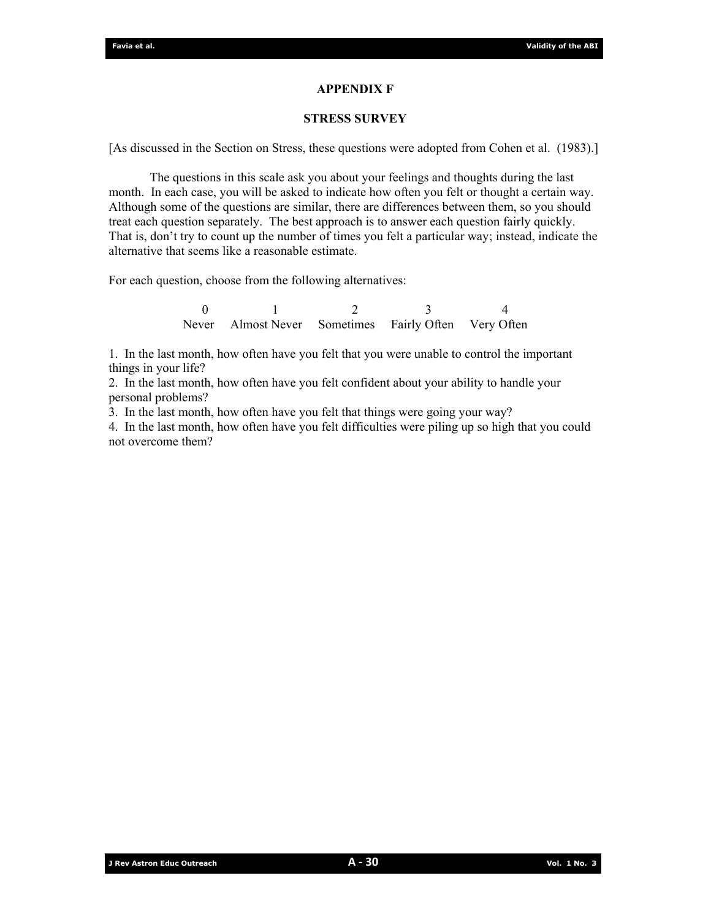## APPENDIX F

## STRESS SURVEY

[As discussed in the Section on Stress, these questions were adopted from Cohen et al. (1983).]

The questions in this scale ask you about your feelings and thoughts during the last month. In each case, you will be asked to indicate how often you felt or thought a certain way. Although some of the questions are similar, there are differences between them, so you should treat each question separately. The best approach is to answer each question fairly quickly. That is, don't try to count up the number of times you felt a particular way; instead, indicate the alternative that seems like a reasonable estimate.

For each question, choose from the following alternatives:

| 0 | 1 | 2 | 3 | 4 |
|---|---|---|---|---|
| Never | Almost Never | Sometimes | Fairly Often | Very Often |

1. In the last month, how often have you felt that you were unable to control the important things in your life?
2. In the last month, how often have you felt confident about your ability to handle your personal problems?
3. In the last month, how often have you felt that things were going your way?
4. In the last month, how often have you felt difficulties were piling up so high that you could not overcome them?